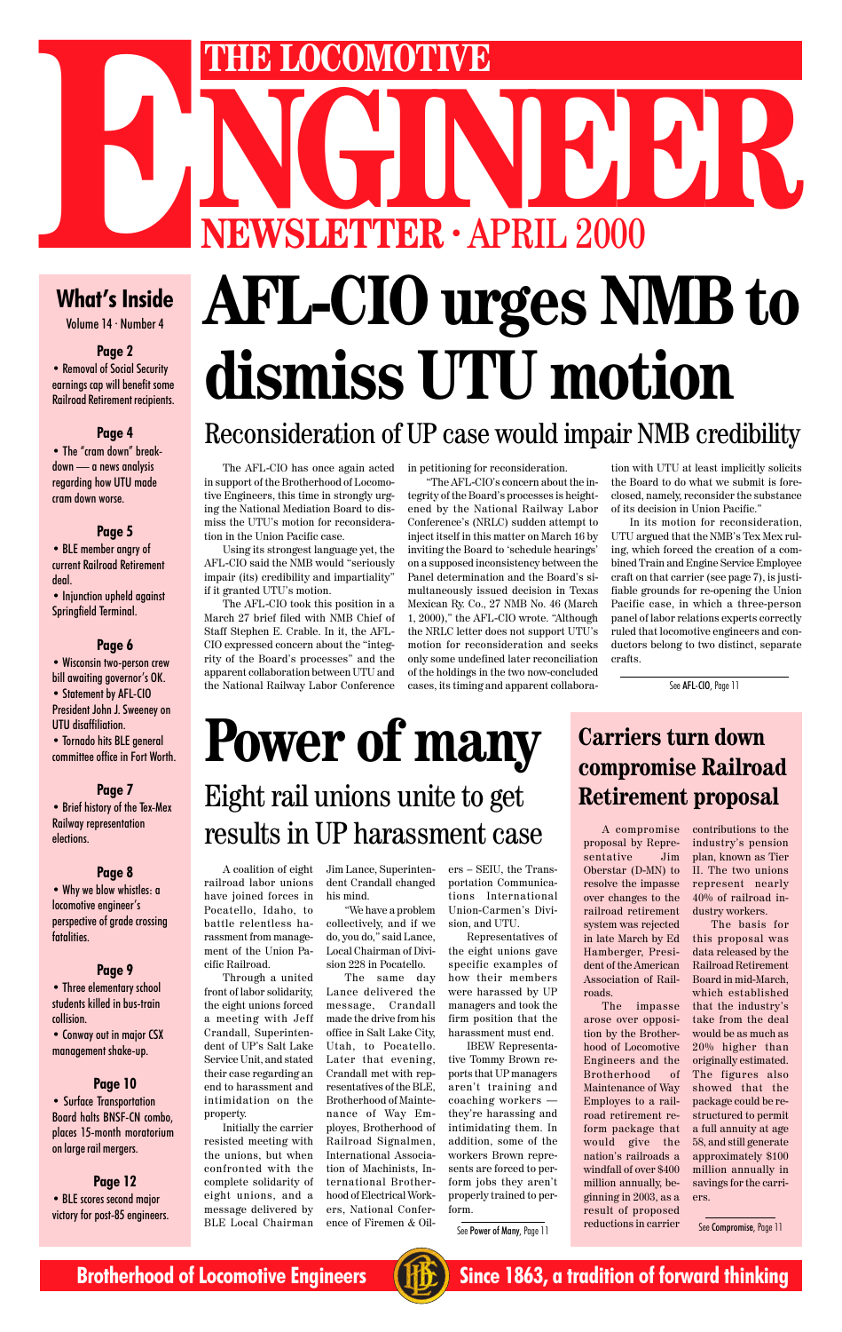# THE LOCOMOTIVE ENGINEER

## NEWSLETTER · APRIL 2000

### What's Inside

Volume 14 · Number 4

**Page 2**

- Removal of Social Security earnings cap will benefit some Railroad Retirement recipients.

**Page 4**

- The "cram down" breakdown — a news analysis regarding how UTU made cram down worse.

**Page 5**

- BLE member angry of current Railroad Retirement deal.
- Injunction upheld against Springfield Terminal.

**Page 6**

- Wisconsin two-person crew bill awaiting governor's OK.
- Statement by AFL-CIO President John J. Sweeney on UTU disaffiliation.
- Tornado hits BLE general committee office in Fort Worth.

**Page 7**

- Brief history of the Tex-Mex Railway representation elections.

**Page 8**

- Why we blow whistles: a locomotive engineer's perspective of grade crossing fatalities.

**Page 9**

- Three elementary school students killed in bus-train collision.
- Conway out in major CSX management shake-up.

**Page 10**

- Surface Transportation Board halts BNSF-CN combo, places 15-month moratorium on large rail mergers.

**Page 12**

- BLE scores second major victory for post-85 engineers.

# AFL-CIO urges NMB to dismiss UTU motion

## Reconsideration of UP case would impair NMB credibility

The AFL-CIO has once again acted in support of the Brotherhood of Locomotive Engineers, this time in strongly urging the National Mediation Board to dismiss the UTU's motion for reconsideration in the Union Pacific case.

Using its strongest language yet, the AFL-CIO said the NMB would "seriously impair (its) credibility and impartiality" if it granted UTU's motion.

The AFL-CIO took this position in a March 27 brief filed with NMB Chief of Staff Stephen E. Crable. In it, the AFL-CIO expressed concern about the "integrity of the Board's processes" and the apparent collaboration between UTU and the National Railway Labor Conference in petitioning for reconsideration.

"The AFL-CIO's concern about the integrity of the Board's processes is heightened by the National Railway Labor Conference's (NRLC) sudden attempt to inject itself in this matter on March 16 by inviting the Board to 'schedule hearings' on a supposed inconsistency between the Panel determination and the Board's simultaneously issued decision in Texas Mexican Ry. Co., 27 NMB No. 46 (March 1, 2000)," the AFL-CIO wrote. "Although the NRLC letter does not support UTU's motion for reconsideration and seeks only some undefined later reconciliation of the holdings in the two now-concluded cases, its timing and apparent collaboration with UTU at least implicitly solicits the Board to do what we submit is foreclosed, namely, reconsider the substance of its decision in Union Pacific."

In its motion for reconsideration, UTU argued that the NMB's Tex Mex ruling, which forced the creation of a combined Train and Engine Service Employee craft on that carrier (see page 7), is justifiable grounds for re-opening the Union Pacific case, in which a three-person panel of labor relations experts correctly ruled that locomotive engineers and conductors belong to two distinct, separate crafts.

See **AFL-CIO**, Page 11

# Power of many

## Eight rail unions unite to get results in UP harassment case

A coalition of eight railroad labor unions have joined forces in Pocatello, Idaho, to battle relentless harassment from management of the Union Pacific Railroad.

Through a united front of labor solidarity, the eight unions forced a meeting with Jeff Crandall, Superintendent of UP's Salt Lake Service Unit, and stated their case regarding an end to harassment and intimidation on the property.

Initially the carrier resisted meeting with the unions, but when confronted with the complete solidarity of eight unions, and a message delivered by BLE Local Chairman Jim Lance, Superintendent Crandall changed his mind.

"We have a problem collectively, and if we do, you do," said Lance, Local Chairman of Division 228 in Pocatello.

The same day Lance delivered the message, Crandall made the drive from his office in Salt Lake City, Utah, to Pocatello. Later that evening, Crandall met with representatives of the BLE, Brotherhood of Maintenance of Way Employes, Brotherhood of Railroad Signalmen, International Association of Machinists, International Brotherhood of Electrical Workers, National Conference of Firemen & Oilers – SEIU, the Transportation Communications International Union-Carmen's Division, and UTU.

Representatives of the eight unions gave specific examples of how their members were harassed by UP managers and took the firm position that the harassment must end.

IBEW Representative Tommy Brown reports that UP managers aren't training and coaching workers — they're harassing and intimidating them. In addition, some of the workers Brown represents are forced to perform jobs they aren't properly trained to perform.

See **Power of Many**, Page 11

# Carriers turn down compromise Railroad Retirement proposal

A compromise proposal by Representative Jim Oberstar (D-MN) to resolve the impasse over changes to the railroad retirement system was rejected in late March by Ed Hamberger, President of the American Association of Railroads.

The impasse arose over opposition by the Brotherhood of Locomotive Engineers and the Brotherhood of Maintenance of Way Employes to a railroad retirement reform package that would give the nation's railroads a windfall of over $400 million annually, beginning in 2003, as a result of proposed reductions in carrier contributions to the industry's pension plan, known as Tier II. The two unions represent nearly 40% of railroad industry workers.

The basis for this proposal was data released by the Railroad Retirement Board in mid-March, which established that the industry's take from the deal would be as much as 20% higher than originally estimated. The figures also showed that the package could be restructured to permit a full annuity at age 58, and still generate approximately $100 million annually in savings for the carriers.

See **Compromise**, Page 11

**Brotherhood of Locomotive Engineers** — **Since 1863, a tradition of forward thinking**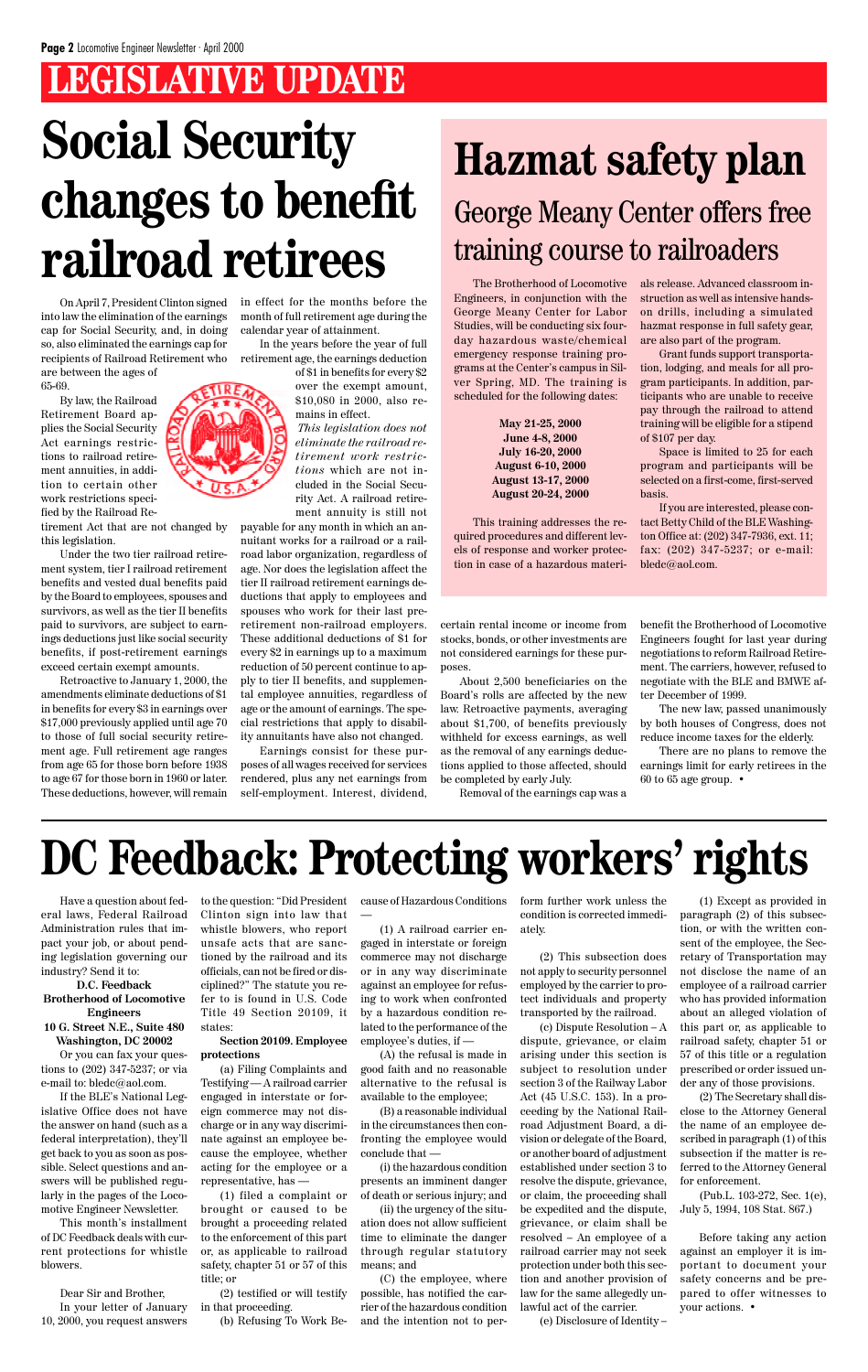# LEGISLATIVE UPDATE

# Social Security changes to benefit railroad retirees

On April 7, President Clinton signed into law the elimination of the earnings cap for Social Security, and, in doing so, also eliminated the earnings cap for recipients of Railroad Retirement who are between the ages of 65-69.

By law, the Railroad Retirement Board applies the Social Security Act earnings restrictions to railroad retirement annuities, in addition to certain other work restrictions specified by the Railroad Retirement Act that are not changed by this legislation.

Under the two tier railroad retirement system, tier I railroad retirement benefits and vested dual benefits paid by the Board to employees, spouses and survivors, as well as the tier II benefits paid to survivors, are subject to earnings deductions just like social security benefits, if post-retirement earnings exceed certain exempt amounts.

Retroactive to January 1, 2000, the amendments eliminate deductions of $1 in benefits for every $3 in earnings over $17,000 previously applied until age 70 to those of full social security retirement age. Full retirement age ranges from age 65 for those born before 1938 to age 67 for those born in 1960 or later. These deductions, however, will remain in effect for the months before the month of full retirement age during the calendar year of attainment.

In the years before the year of full retirement age, the earnings deduction of $1 in benefits for every $2 over the exempt amount, $10,080 in 2000, also remains in effect.

*This legislation does not eliminate the railroad retirement work restrictions* which are not included in the Social Security Act. A railroad retirement annuity is still not payable for any month in which an annuitant works for a railroad or a railroad labor organization, regardless of age. Nor does the legislation affect the tier II railroad retirement earnings deductions that apply to employees and spouses who work for their last pre-retirement non-railroad employers. These additional deductions of $1 for every $2 in earnings up to a maximum reduction of 50 percent continue to apply to tier II benefits, and supplemental employee annuities, regardless of age or the amount of earnings. The special restrictions that apply to disability annuitants have also not changed.

Earnings consist for these purposes of all wages received for services rendered, plus any net earnings from self-employment. Interest, dividend, certain rental income or income from stocks, bonds, or other investments are not considered earnings for these purposes.

About 2,500 beneficiaries on the Board's rolls are affected by the new law. Retroactive payments, averaging about $1,700, of benefits previously withheld for excess earnings, as well as the removal of any earnings deductions applied to those affected, should be completed by early July.

Removal of the earnings cap was a benefit the Brotherhood of Locomotive Engineers fought for last year during negotiations to reform Railroad Retirement. The carriers, however, refused to negotiate with the BLE and BMWE after December of 1999.

The new law, passed unanimously by both houses of Congress, does not reduce income taxes for the elderly.

There are no plans to remove the earnings limit for early retirees in the 60 to 65 age group. •

# Hazmat safety plan

## George Meany Center offers free training course to railroaders

The Brotherhood of Locomotive Engineers, in conjunction with the George Meany Center for Labor Studies, will be conducting six four-day hazardous waste/chemical emergency response training programs at the Center's campus in Silver Spring, MD. The training is scheduled for the following dates:

**May 21-25, 2000**
**June 4-8, 2000**
**July 16-20, 2000**
**August 6-10, 2000**
**August 13-17, 2000**
**August 20-24, 2000**

This training addresses the required procedures and different levels of response and worker protection in case of a hazardous materials release. Advanced classroom instruction as well as intensive hands-on drills, including a simulated hazmat response in full safety gear, are also part of the program.

Grant funds support transportation, lodging, and meals for all program participants. In addition, participants who are unable to receive pay through the railroad to attend training will be eligible for a stipend of $107 per day.

Space is limited to 25 for each program and participants will be selected on a first-come, first-served basis.

If you are interested, please contact Betty Child of the BLE Washington Office at: (202) 347-7936, ext. 11; fax: (202) 347-5237; or e-mail: bledc@aol.com.

# DC Feedback: Protecting workers' rights

Have a question about federal laws, Federal Railroad Administration rules that impact your job, or about pending legislation governing our industry? Send it to:

**D.C. Feedback**
**Brotherhood of Locomotive Engineers**
**10 G. Street N.E., Suite 480**
**Washington, DC 20002**

Or you can fax your questions to (202) 347-5237; or via e-mail to: bledc@aol.com.

If the BLE's National Legislative Office does not have the answer on hand (such as a federal interpretation), they'll get back to you as soon as possible. Select questions and answers will be published regularly in the pages of the Locomotive Engineer Newsletter.

This month's installment of DC Feedback deals with current protections for whistle blowers.

Dear Sir and Brother,

In your letter of January 10, 2000, you request answers to the question: "Did President Clinton sign into law that whistle blowers, who report unsafe acts that are sanctioned by the railroad and its officials, can not be fired or disciplined?" The statute you refer to is found in U.S. Code Title 49 Section 20109, it states:

**Section 20109. Employee protections**

(a) Filing Complaints and Testifying — A railroad carrier engaged in interstate or foreign commerce may not discharge or in any way discriminate against an employee because the employee, whether acting for the employee or a representative, has —

(1) filed a complaint or brought or caused to be brought a proceeding related to the enforcement of this part or, as applicable to railroad safety, chapter 51 or 57 of this title; or

(2) testified or will testify in that proceeding.

(b) Refusing To Work Because of Hazardous Conditions —

(1) A railroad carrier engaged in interstate or foreign commerce may not discharge or in any way discriminate against an employee for refusing to work when confronted by a hazardous condition related to the performance of the employee's duties, if —

(A) the refusal is made in good faith and no reasonable alternative to the refusal is available to the employee;

(B) a reasonable individual in the circumstances then confronting the employee would conclude that —

(i) the hazardous condition presents an imminent danger of death or serious injury; and

(ii) the urgency of the situation does not allow sufficient time to eliminate the danger through regular statutory means; and

(C) the employee, where possible, has notified the carrier of the hazardous condition and the intention not to perform further work unless the condition is corrected immediately.

(2) This subsection does not apply to security personnel employed by the carrier to protect individuals and property transported by the railroad.

(c) Dispute Resolution – A dispute, grievance, or claim arising under this section is subject to resolution under section 3 of the Railway Labor Act (45 U.S.C. 153). In a proceeding by the National Railroad Adjustment Board, a division or delegate of the Board, or another board of adjustment established under section 3 to resolve the dispute, grievance, or claim, the proceeding shall be expedited and the dispute, grievance, or claim shall be resolved – An employee of a railroad carrier may not seek protection under both this section and another provision of law for the same allegedly unlawful act of the carrier.

(e) Disclosure of Identity –

(1) Except as provided in paragraph (2) of this subsection, or with the written consent of the employee, the Secretary of Transportation may not disclose the name of an employee of a railroad carrier who has provided information about an alleged violation of this part or, as applicable to railroad safety, chapter 51 or 57 of this title or a regulation prescribed or order issued under any of those provisions.

(2) The Secretary shall disclose to the Attorney General the name of an employee described in paragraph (1) of this subsection if the matter is referred to the Attorney General for enforcement.

(Pub.L. 103-272, Sec. 1(e), July 5, 1994, 108 Stat. 867.)

Before taking any action against an employer it is important to document your safety concerns and be prepared to offer witnesses to your actions. •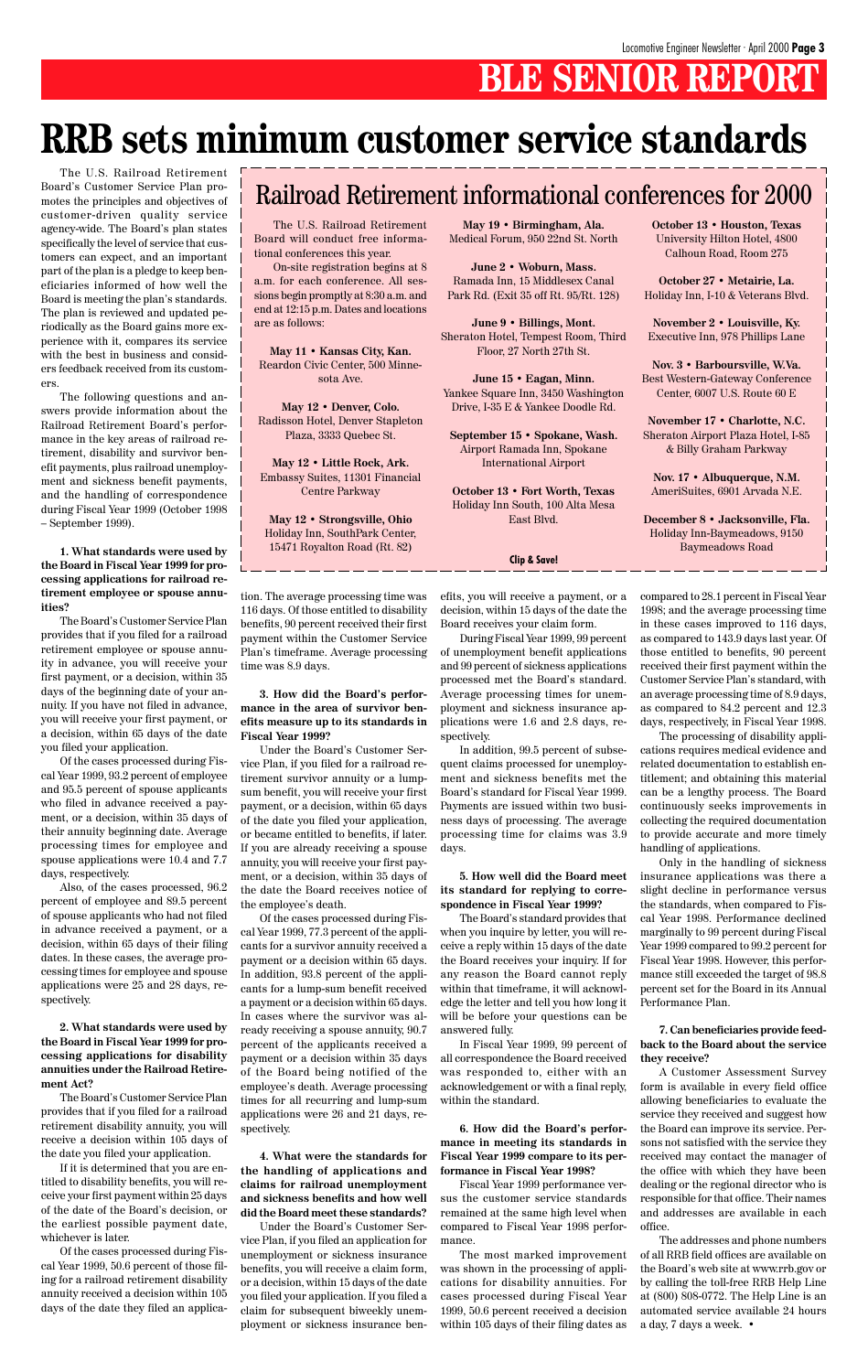# BLE SENIOR REPORT

# RRB sets minimum customer service standards

The U.S. Railroad Retirement Board's Customer Service Plan promotes the principles and objectives of customer-driven quality service agency-wide. The Board's plan states specifically the level of service that customers can expect, and an important part of the plan is a pledge to keep beneficiaries informed of how well the Board is meeting the plan's standards. The plan is reviewed and updated periodically as the Board gains more experience with it, compares its service with the best in business and considers feedback received from its customers.

The following questions and answers provide information about the Railroad Retirement Board's performance in the key areas of railroad retirement, disability and survivor benefit payments, plus railroad unemployment and sickness benefit payments, and the handling of correspondence during Fiscal Year 1999 (October 1998 – September 1999).

**1. What standards were used by the Board in Fiscal Year 1999 for processing applications for railroad retirement employee or spouse annuities?**

The Board's Customer Service Plan provides that if you filed for a railroad retirement employee or spouse annuity in advance, you will receive your first payment, or a decision, within 35 days of the beginning date of your annuity. If you have not filed in advance, you will receive your first payment, or a decision, within 65 days of the date you filed your application.

Of the cases processed during Fiscal Year 1999, 93.2 percent of employee and 95.5 percent of spouse applicants who filed in advance received a payment, or a decision, within 35 days of their annuity beginning date. Average processing times for employee and spouse applications were 10.4 and 7.7 days, respectively.

Also, of the cases processed, 96.2 percent of employee and 89.5 percent of spouse applicants who had not filed in advance received a payment, or a decision, within 65 days of their filing dates. In these cases, the average processing times for employee and spouse applications were 25 and 28 days, respectively.

**2. What standards were used by the Board in Fiscal Year 1999 for processing applications for disability annuities under the Railroad Retirement Act?**

The Board's Customer Service Plan provides that if you filed for a railroad retirement disability annuity, you will receive a decision within 105 days of the date you filed your application.

If it is determined that you are entitled to disability benefits, you will receive your first payment within 25 days of the date of the Board's decision, or the earliest possible payment date, whichever is later.

Of the cases processed during Fiscal Year 1999, 50.6 percent of those filing for a railroad retirement disability annuity received a decision within 105 days of the date they filed an application. The average processing time was 116 days. Of those entitled to disability benefits, 90 percent received their first payment within the Customer Service Plan's timeframe. Average processing time was 8.9 days.

**3. How did the Board's performance in the area of survivor benefits measure up to its standards in Fiscal Year 1999?**

Under the Board's Customer Service Plan, if you filed for a railroad retirement survivor annuity or a lump-sum benefit, you will receive your first payment, or a decision, within 65 days of the date you filed your application, or became entitled to benefits, if later. If you are already receiving a spouse annuity, you will receive your first payment, or a decision, within 35 days of the date the Board receives notice of the employee's death.

Of the cases processed during Fiscal Year 1999, 77.3 percent of the applicants for a survivor annuity received a payment or a decision within 65 days. In addition, 93.8 percent of the applicants for a lump-sum benefit received a payment or a decision within 65 days. In cases where the survivor was already receiving a spouse annuity, 90.7 percent of the applicants received a payment or a decision within 35 days of the Board being notified of the employee's death. Average processing times for all recurring and lump-sum applications were 26 and 21 days, respectively.

**4. What were the standards for the handling of applications and claims for railroad unemployment and sickness benefits and how well did the Board meet these standards?**

Under the Board's Customer Service Plan, if you filed an application for unemployment or sickness insurance benefits, you will receive a claim form, or a decision, within 15 days of the date you filed your application. If you filed a claim for subsequent biweekly unemployment or sickness insurance benefits, you will receive a payment, or a decision, within 15 days of the date the Board receives your claim form.

During Fiscal Year 1999, 99 percent of unemployment benefit applications and 99 percent of sickness applications processed met the Board's standard. Average processing times for unemployment and sickness insurance applications were 1.6 and 2.8 days, respectively.

In addition, 99.5 percent of subsequent claims processed for unemployment and sickness benefits met the Board's standard for Fiscal Year 1999. Payments are issued within two business days of processing. The average processing time for claims was 3.9 days.

**5. How well did the Board meet its standard for replying to correspondence in Fiscal Year 1999?**

The Board's standard provides that when you inquire by letter, you will receive a reply within 15 days of the date the Board receives your inquiry. If for any reason the Board cannot reply within that timeframe, it will acknowledge the letter and tell you how long it will be before your questions can be answered fully.

In Fiscal Year 1999, 99 percent of all correspondence the Board received was responded to, either with an acknowledgement or with a final reply, within the standard.

**6. How did the Board's performance in meeting its standards in Fiscal Year 1999 compare to its performance in Fiscal Year 1998?**

Fiscal Year 1999 performance versus the customer service standards remained at the same high level when compared to Fiscal Year 1998 performance.

The most marked improvement was shown in the processing of applications for disability annuities. For cases processed during Fiscal Year 1999, 50.6 percent received a decision within 105 days of their filing dates as compared to 28.1 percent in Fiscal Year 1998; and the average processing time in these cases improved to 116 days, as compared to 143.9 days last year. Of those entitled to benefits, 90 percent received their first payment within the Customer Service Plan's standard, with an average processing time of 8.9 days, as compared to 84.2 percent and 12.3 days, respectively, in Fiscal Year 1998.

The processing of disability applications requires medical evidence and related documentation to establish entitlement; and obtaining this material can be a lengthy process. The Board continuously seeks improvements in collecting the required documentation to provide accurate and more timely handling of applications.

Only in the handling of sickness insurance applications was there a slight decline in performance versus the standards, when compared to Fiscal Year 1998. Performance declined marginally to 99 percent during Fiscal Year 1999 compared to 99.2 percent for Fiscal Year 1998. However, this performance still exceeded the target of 98.8 percent set for the Board in its Annual Performance Plan.

**7. Can beneficiaries provide feedback to the Board about the service they receive?**

A Customer Assessment Survey form is available in every field office allowing beneficiaries to evaluate the service they received and suggest how the Board can improve its service. Persons not satisfied with the service they received may contact the manager of the office with which they have been dealing or the regional director who is responsible for that office. Their names and addresses are available in each office.

The addresses and phone numbers of all RRB field offices are available on the Board's web site at www.rrb.gov or by calling the toll-free RRB Help Line at (800) 808-0772. The Help Line is an automated service available 24 hours a day, 7 days a week. •

## Railroad Retirement informational conferences for 2000

The U.S. Railroad Retirement Board will conduct free informational conferences this year.

On-site registration begins at 8 a.m. for each conference. All sessions begin promptly at 8:30 a.m. and end at 12:15 p.m. Dates and locations are as follows:

**May 11 • Kansas City, Kan.**
Reardon Civic Center, 500 Minnesota Ave.

**May 12 • Denver, Colo.**
Radisson Hotel, Denver Stapleton Plaza, 3333 Quebec St.

**May 12 • Little Rock, Ark.**
Embassy Suites, 11301 Financial Centre Parkway

**May 12 • Strongsville, Ohio**
Holiday Inn, SouthPark Center, 15471 Royalton Road (Rt. 82)

**May 19 • Birmingham, Ala.**
Medical Forum, 950 22nd St. North

**June 2 • Woburn, Mass.**
Ramada Inn, 15 Middlesex Canal Park Rd. (Exit 35 off Rt. 95/Rt. 128)

**June 9 • Billings, Mont.**
Sheraton Hotel, Tempest Room, Third Floor, 27 North 27th St.

**June 15 • Eagan, Minn.**
Yankee Square Inn, 3450 Washington Drive, I-35 E & Yankee Doodle Rd.

**September 15 • Spokane, Wash.**
Airport Ramada Inn, Spokane International Airport

**October 13 • Fort Worth, Texas**
Holiday Inn South, 100 Alta Mesa East Blvd.

**October 13 • Houston, Texas**
University Hilton Hotel, 4800 Calhoun Road, Room 275

**October 27 • Metairie, La.**
Holiday Inn, I-10 & Veterans Blvd.

**November 2 • Louisville, Ky.**
Executive Inn, 978 Phillips Lane

**Nov. 3 • Barboursville, W.Va.**
Best Western-Gateway Conference Center, 6007 U.S. Route 60 E

**November 17 • Charlotte, N.C.**
Sheraton Airport Plaza Hotel, I-85 & Billy Graham Parkway

**Nov. 17 • Albuquerque, N.M.**
AmeriSuites, 6901 Arvada N.E.

**December 8 • Jacksonville, Fla.**
Holiday Inn-Baymeadows, 9150 Baymeadows Road

**Clip & Save!**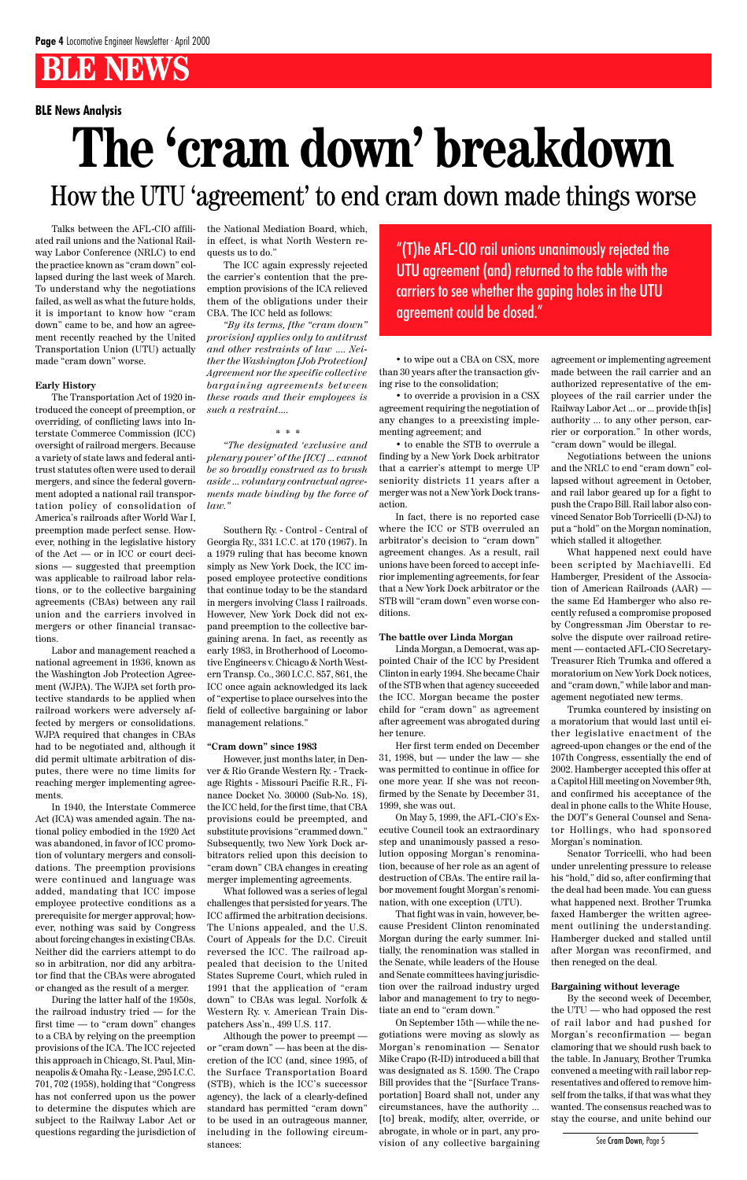## BLE NEWS

**BLE News Analysis**

# The 'cram down' breakdown

## How the UTU 'agreement' to end cram down made things worse

Talks between the AFL-CIO affiliated rail unions and the National Railway Labor Conference (NRLC) to end the practice known as "cram down" collapsed during the last week of March. To understand why the negotiations failed, as well as what the future holds, it is important to know how "cram down" came to be, and how an agreement recently reached by the United Transportation Union (UTU) actually made "cram down" worse.

### Early History

The Transportation Act of 1920 introduced the concept of preemption, or overriding, of conflicting laws into Interstate Commerce Commission (ICC) oversight of railroad mergers. Because a variety of state laws and federal antitrust statutes often were used to derail mergers, and since the federal government adopted a national rail transportation policy of consolidation of America's railroads after World War I, preemption made perfect sense. However, nothing in the legislative history of the Act — or in ICC or court decisions — suggested that preemption was applicable to railroad labor relations, or to the collective bargaining agreements (CBAs) between any rail union and the carriers involved in mergers or other financial transactions.

Labor and management reached a national agreement in 1936, known as the Washington Job Protection Agreement (WJPA). The WJPA set forth protective standards to be applied when railroad workers were adversely affected by mergers or consolidations. WJPA required that changes in CBAs had to be negotiated and, although it did permit ultimate arbitration of disputes, there were no time limits for reaching merger implementing agreements.

In 1940, the Interstate Commerce Act (ICA) was amended again. The national policy embodied in the 1920 Act was abandoned, in favor of ICC promotion of voluntary mergers and consolidations. The preemption provisions were continued and language was added, mandating that ICC impose employee protective conditions as a prerequisite for merger approval; however, nothing was said by Congress about forcing changes in existing CBAs. Neither did the carriers attempt to do so in arbitration, nor did any arbitrator find that the CBAs were abrogated or changed as the result of a merger.

During the latter half of the 1950s, the railroad industry tried — for the first time — to "cram down" changes to a CBA by relying on the preemption provisions of the ICA. The ICC rejected this approach in Chicago, St. Paul, Minneapolis & Omaha Ry. - Lease, 295 I.C.C. 701, 702 (1958), holding that "Congress has not conferred upon us the power to determine the disputes which are subject to the Railway Labor Act or questions regarding the jurisdiction of the National Mediation Board, which, in effect, is what North Western requests us to do."

The ICC again expressly rejected the carrier's contention that the preemption provisions of the ICA relieved them of the obligations under their CBA. The ICC held as follows:

*"By its terms, [the "cram down" provision] applies only to antitrust and other restraints of law .... Neither the Washington [Job Protection] Agreement nor the specific collective bargaining agreements between these roads and their employees is such a restraint....*

\* \* \*

*"The designated 'exclusive and plenary power' of the [ICC] ... cannot be so broadly construed as to brush aside ... voluntary contractual agreements made binding by the force of law."*

Southern Ry. - Control - Central of Georgia Ry., 331 I.C.C. at 170 (1967). In a 1979 ruling that has become known simply as New York Dock, the ICC imposed employee protective conditions that continue today to be the standard in mergers involving Class I railroads. However, New York Dock did not expand preemption to the collective bargaining arena. In fact, as recently as early 1983, in Brotherhood of Locomotive Engineers v. Chicago & North Western Transp. Co., 360 I.C.C. 857, 861, the ICC once again acknowledged its lack of "expertise to place ourselves into the field of collective bargaining or labor management relations."

### "Cram down" since 1983

However, just months later, in Denver & Rio Grande Western Ry. - Trackage Rights - Missouri Pacific R.R., Finance Docket No. 30000 (Sub-No. 18), the ICC held, for the first time, that CBA provisions could be preempted, and substitute provisions "crammed down." Subsequently, two New York Dock arbitrators relied upon this decision to "cram down" CBA changes in creating merger implementing agreements.

What followed was a series of legal challenges that persisted for years. The ICC affirmed the arbitration decisions. The Unions appealed, and the U.S. Court of Appeals for the D.C. Circuit reversed the ICC. The railroad appealed that decision to the United States Supreme Court, which ruled in 1991 that the application of "cram down" to CBAs was legal. Norfolk & Western Ry. v. American Train Dispatchers Ass'n., 499 U.S. 117.

Although the power to preempt — or "cram down" — has been at the discretion of the ICC (and, since 1995, of the Surface Transportation Board (STB), which is the ICC's successor agency), the lack of a clearly-defined standard has permitted "cram down" to be used in an outrageous manner, including in the following circumstances:

> "(T)he AFL-CIO rail unions unanimously rejected the UTU agreement (and) returned to the table with the carriers to see whether the gaping holes in the UTU agreement could be closed."

- to wipe out a CBA on CSX, more than 30 years after the transaction giving rise to the consolidation;
- to override a provision in a CSX agreement requiring the negotiation of any changes to a preexisting implementing agreement; and
- to enable the STB to overrule a finding by a New York Dock arbitrator that a carrier's attempt to merge UP seniority districts 11 years after a merger was not a New York Dock transaction.

In fact, there is no reported case where the ICC or STB overruled an arbitrator's decision to "cram down" agreement changes. As a result, rail unions have been forced to accept inferior implementing agreements, for fear that a New York Dock arbitrator or the STB will "cram down" even worse conditions.

### The battle over Linda Morgan

Linda Morgan, a Democrat, was appointed Chair of the ICC by President Clinton in early 1994. She became Chair of the STB when that agency succeeded the ICC. Morgan became the poster child for "cram down" as agreement after agreement was abrogated during her tenure.

Her first term ended on December 31, 1998, but — under the law — she was permitted to continue in office for one more year. If she was not reconfirmed by the Senate by December 31, 1999, she was out.

On May 5, 1999, the AFL-CIO's Executive Council took an extraordinary step and unanimously passed a resolution opposing Morgan's renomination, because of her role as an agent of destruction of CBAs. The entire rail labor movement fought Morgan's renomination, with one exception (UTU).

That fight was in vain, however, because President Clinton renominated Morgan during the early summer. Initially, the renomination was stalled in the Senate, while leaders of the House and Senate committees having jurisdiction over the railroad industry urged labor and management to try to negotiate an end to "cram down."

On September 15th — while the negotiations were moving as slowly as Morgan's renomination — Senator Mike Crapo (R-ID) introduced a bill that was designated as S. 1590. The Crapo Bill provides that the "[Surface Transportation] Board shall not, under any circumstances, have the authority ... [to] break, modify, alter, override, or abrogate, in whole or in part, any provision of any collective bargaining agreement or implementing agreement made between the rail carrier and an authorized representative of the employees of the rail carrier under the Railway Labor Act ... or ... provide th[is] authority ... to any other person, carrier or corporation." In other words, "cram down" would be illegal.

Negotiations between the unions and the NRLC to end "cram down" collapsed without agreement in October, and rail labor geared up for a fight to push the Crapo Bill. Rail labor also convinced Senator Bob Torricelli (D-NJ) to put a "hold" on the Morgan nomination, which stalled it altogether.

What happened next could have been scripted by Machiavelli. Ed Hamberger, President of the Association of American Railroads (AAR) — the same Ed Hamberger who also recently refused a compromise proposed by Congressman Jim Oberstar to resolve the dispute over railroad retirement — contacted AFL-CIO Secretary-Treasurer Rich Trumka and offered a moratorium on New York Dock notices, and "cram down," while labor and management negotiated new terms.

Trumka countered by insisting on a moratorium that would last until either legislative enactment of the agreed-upon changes or the end of the 107th Congress, essentially the end of 2002. Hamberger accepted this offer at a Capitol Hill meeting on November 9th, and confirmed his acceptance of the deal in phone calls to the White House, the DOT's General Counsel and Senator Hollings, who had sponsored Morgan's nomination.

Senator Torricelli, who had been under unrelenting pressure to release his "hold," did so, after confirming that the deal had been made. You can guess what happened next. Brother Trumka faxed Hamberger the written agreement outlining the understanding. Hamberger ducked and stalled until after Morgan was reconfirmed, and then reneged on the deal.

### Bargaining without leverage

By the second week of December, the UTU — who had opposed the rest of rail labor and had pushed for Morgan's reconfirmation — began clamoring that we should rush back to the table. In January, Brother Trumka convened a meeting with rail labor representatives and offered to remove himself from the talks, if that was what they wanted. The consensus reached was to stay the course, and unite behind our

See Cram Down, Page 5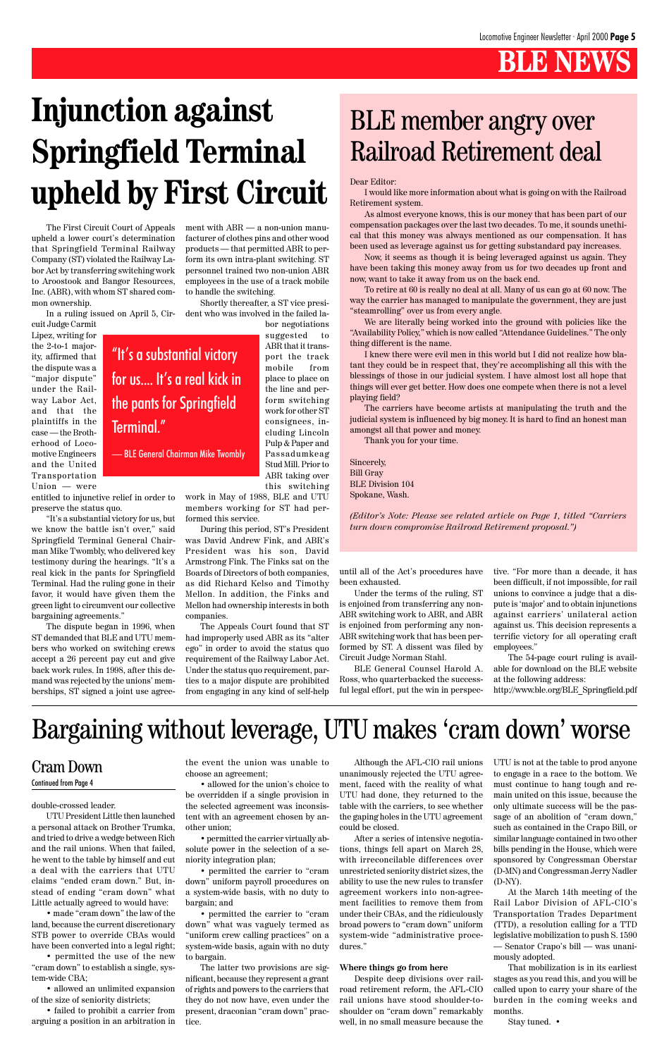# BLE NEWS

# Injunction against Springfield Terminal upheld by First Circuit

The First Circuit Court of Appeals upheld a lower court's determination that Springfield Terminal Railway Company (ST) violated the Railway Labor Act by transferring switching work to Aroostook and Bangor Resources, Inc. (ABR), with whom ST shared common ownership.

In a ruling issued on April 5, Circuit Judge Carmit Lipez, writing for the 2-to-1 majority, affirmed that the dispute was a "major dispute" under the Railway Labor Act, and that the plaintiffs in the case — the Brotherhood of Locomotive Engineers and the United Transportation Union — were entitled to injunctive relief in order to preserve the status quo.

> "It's a substantial victory for us.... It's a real kick in the pants for Springfield Terminal."
>
> — BLE General Chairman Mike Twombly

"It's a substantial victory for us, but we know the battle isn't over," said Springfield Terminal General Chairman Mike Twombly, who delivered key testimony during the hearings. "It's a real kick in the pants for Springfield Terminal. Had the ruling gone in their favor, it would have given them the green light to circumvent our collective bargaining agreements."

The dispute began in 1996, when ST demanded that BLE and UTU members who worked on switching crews accept a 26 percent pay cut and give back work rules. In 1998, after this demand was rejected by the unions' memberships, ST signed a joint use agreement with ABR — a non-union manufacturer of clothes pins and other wood products — that permitted ABR to perform its own intra-plant switching. ST personnel trained two non-union ABR employees in the use of a track mobile to handle the switching.

Shortly thereafter, a ST vice president who was involved in the failed labor negotiations suggested to ABR that it transport the track mobile from place to place on the line and perform switching work for other ST consignees, including Lincoln Pulp & Paper and Passadumkeag Stud Mill. Prior to ABR taking over this switching work in May of 1988, BLE and UTU members working for ST had performed this service.

During this period, ST's President was David Andrew Fink, and ABR's President was his son, David Armstrong Fink. The Finks sat on the Boards of Directors of both companies, as did Richard Kelso and Timothy Mellon. In addition, the Finks and Mellon had ownership interests in both companies.

The Appeals Court found that ST had improperly used ABR as its "alter ego" in order to avoid the status quo requirement of the Railway Labor Act. Under the status quo requirement, parties to a major dispute are prohibited from engaging in any kind of self-help until all of the Act's procedures have been exhausted.

Under the terms of the ruling, ST is enjoined from transferring any non-ABR switching work to ABR, and ABR is enjoined from performing any non-ABR switching work that has been performed by ST. A dissent was filed by Circuit Judge Norman Stahl.

BLE General Counsel Harold A. Ross, who quarterbacked the successful legal effort, put the win in perspective. "For more than a decade, it has been difficult, if not impossible, for rail unions to convince a judge that a dispute is 'major' and to obtain injunctions against carriers' unilateral action against us. This decision represents a terrific victory for all operating craft employees."

The 54-page court ruling is available for download on the BLE website at the following address: http://www.ble.org/BLE_Springfield.pdf

# BLE member angry over Railroad Retirement deal

Dear Editor:

I would like more information about what is going on with the Railroad Retirement system.

As almost everyone knows, this is our money that has been part of our compensation packages over the last two decades. To me, it sounds unethical that this money was always mentioned as our compensation. It has been used as leverage against us for getting substandard pay increases.

Now, it seems as though it is being leveraged against us again. They have been taking this money away from us for two decades up front and now, want to take it away from us on the back end.

To retire at 60 is really no deal at all. Many of us can go at 60 now. The way the carrier has managed to manipulate the government, they are just "steamrolling" over us from every angle.

We are literally being worked into the ground with policies like the "Availability Policy," which is now called "Attendance Guidelines." The only thing different is the name.

I knew there were evil men in this world but I did not realize how blatant they could be in respect that, they're accomplishing all this with the blessings of those in our judicial system. I have almost lost all hope that things will ever get better. How does one compete when there is not a level playing field?

The carriers have become artists at manipulating the truth and the judicial system is influenced by big money. It is hard to find an honest man amongst all that power and money.

Thank you for your time.

Sincerely,
Bill Gray
BLE Division 104
Spokane, Wash.

*(Editor's Note: Please see related article on Page 1, titled "Carriers turn down compromise Railroad Retirement proposal.")*

# Bargaining without leverage, UTU makes 'cram down' worse

## Cram Down

Continued from Page 4

double-crossed leader.

UTU President Little then launched a personal attack on Brother Trumka, and tried to drive a wedge between Rich and the rail unions. When that failed, he went to the table by himself and cut a deal with the carriers that UTU claims "ended cram down." But, instead of ending "cram down" what Little actually agreed to would have:

- made "cram down" the law of the land, because the current discretionary STB power to override CBAs would have been converted into a legal right;
- permitted the use of the new "cram down" to establish a single, system-wide CBA;
- allowed an unlimited expansion of the size of seniority districts;
- failed to prohibit a carrier from arguing a position in an arbitration in the event the union was unable to choose an agreement;
- allowed for the union's choice to be overridden if a single provision in the selected agreement was inconsistent with an agreement chosen by another union;
- permitted the carrier virtually absolute power in the selection of a seniority integration plan;
- permitted the carrier to "cram down" uniform payroll procedures on a system-wide basis, with no duty to bargain; and
- permitted the carrier to "cram down" what was vaguely termed as "uniform crew calling practices" on a system-wide basis, again with no duty to bargain.

The latter two provisions are significant, because they represent a grant of rights and powers to the carriers that they do not now have, even under the present, draconian "cram down" practice.

Although the AFL-CIO rail unions unanimously rejected the UTU agreement, faced with the reality of what UTU had done, they returned to the table with the carriers, to see whether the gaping holes in the UTU agreement could be closed.

After a series of intensive negotiations, things fell apart on March 28, with irreconcilable differences over unrestricted seniority district sizes, the ability to use the new rules to transfer agreement workers into non-agreement facilities to remove them from under their CBAs, and the ridiculously broad powers to "cram down" uniform system-wide "administrative procedures."

### Where things go from here

Despite deep divisions over railroad retirement reform, the AFL-CIO rail unions have stood shoulder-to-shoulder on "cram down" remarkably well, in no small measure because the UTU is not at the table to prod anyone to engage in a race to the bottom. We must continue to hang tough and remain united on this issue, because the only ultimate success will be the passage of an abolition of "cram down," such as contained in the Crapo Bill, or similar language contained in two other bills pending in the House, which were sponsored by Congressman Oberstar (D-MN) and Congressman Jerry Nadler (D-NY).

At the March 14th meeting of the Rail Labor Division of AFL-CIO's Transportation Trades Department (TTD), a resolution calling for a TTD legislative mobilization to push S. 1590 — Senator Crapo's bill — was unanimously adopted.

That mobilization is in its earliest stages as you read this, and you will be called upon to carry your share of the burden in the coming weeks and months.

Stay tuned. •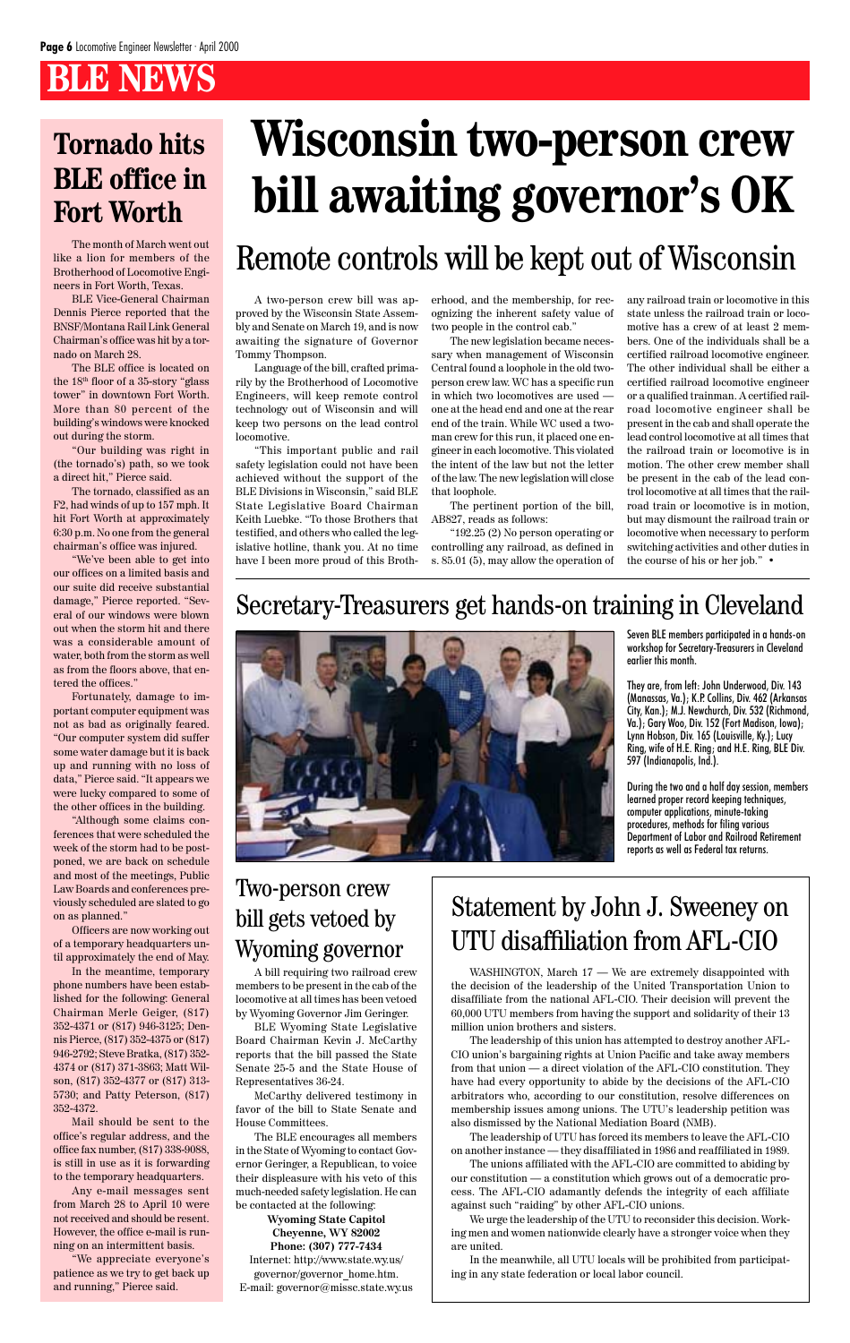# BLE NEWS

# Wisconsin two-person crew bill awaiting governor's OK

## Remote controls will be kept out of Wisconsin

A two-person crew bill was approved by the Wisconsin State Assembly and Senate on March 19, and is now awaiting the signature of Governor Tommy Thompson.

Language of the bill, crafted primarily by the Brotherhood of Locomotive Engineers, will keep remote control technology out of Wisconsin and will keep two persons on the lead control locomotive.

"This important public and rail safety legislation could not have been achieved without the support of the BLE Divisions in Wisconsin," said BLE State Legislative Board Chairman Keith Luebke. "To those Brothers that testified, and others who called the legislative hotline, thank you. At no time have I been more proud of this Brotherhood, and the membership, for recognizing the inherent safety value of two people in the control cab."

The new legislation became necessary when management of Wisconsin Central found a loophole in the old two-person crew law. WC has a specific run in which two locomotives are used — one at the head end and one at the rear end of the train. While WC used a two-man crew for this run, it placed one engineer in each locomotive. This violated the intent of the law but not the letter of the law. The new legislation will close that loophole.

The pertinent portion of the bill, AB827, reads as follows:

"192.25 (2) No person operating or controlling any railroad, as defined in s. 85.01 (5), may allow the operation of any railroad train or locomotive in this state unless the railroad train or locomotive has a crew of at least 2 members. One of the individuals shall be a certified railroad locomotive engineer. The other individual shall be either a certified railroad locomotive engineer or a qualified trainman. A certified railroad locomotive engineer shall be present in the cab and shall operate the lead control locomotive at all times that the railroad train or locomotive is in motion. The other crew member shall be present in the cab of the lead control locomotive at all times that the railroad train or locomotive is in motion, but may dismount the railroad train or locomotive when necessary to perform switching activities and other duties in the course of his or her job." •

## Tornado hits BLE office in Fort Worth

The month of March went out like a lion for members of the Brotherhood of Locomotive Engineers in Fort Worth, Texas.

BLE Vice-General Chairman Dennis Pierce reported that the BNSF/Montana Rail Link General Chairman's office was hit by a tornado on March 28.

The BLE office is located on the 18th floor of a 35-story "glass tower" in downtown Fort Worth. More than 80 percent of the building's windows were knocked out during the storm.

"Our building was right in (the tornado's) path, so we took a direct hit," Pierce said.

The tornado, classified as an F2, had winds of up to 157 mph. It hit Fort Worth at approximately 6:30 p.m. No one from the general chairman's office was injured.

"We've been able to get into our offices on a limited basis and our suite did receive substantial damage," Pierce reported. "Several of our windows were blown out when the storm hit and there was a considerable amount of water, both from the storm as well as from the floors above, that entered the offices."

Fortunately, damage to important computer equipment was not as bad as originally feared. "Our computer system did suffer some water damage but it is back up and running with no loss of data," Pierce said. "It appears we were lucky compared to some of the other offices in the building.

"Although some claims conferences that were scheduled the week of the storm had to be postponed, we are back on schedule and most of the meetings, Public Law Boards and conferences previously scheduled are slated to go on as planned."

Officers are now working out of a temporary headquarters until approximately the end of May.

In the meantime, temporary phone numbers have been established for the following: General Chairman Merle Geiger, (817) 352-4371 or (817) 946-3125; Dennis Pierce, (817) 352-4375 or (817) 946-2792; Steve Bratka, (817) 352-4374 or (817) 371-3863; Matt Wilson, (817) 352-4377 or (817) 313-5730; and Patty Peterson, (817) 352-4372.

Mail should be sent to the office's regular address, and the office fax number, (817) 338-9088, is still in use as it is forwarding to the temporary headquarters.

Any e-mail messages sent from March 28 to April 10 were not received and should be resent. However, the office e-mail is running on an intermittent basis.

"We appreciate everyone's patience as we try to get back up and running," Pierce said.

## Secretary-Treasurers get hands-on training in Cleveland

Seven BLE members participated in a hands-on workshop for Secretary-Treasurers in Cleveland earlier this month.

They are, from left: John Underwood, Div. 143 (Manassas, Va.); K.P. Collins, Div. 462 (Arkansas City, Kan.); M.J. Newchurch, Div. 532 (Richmond, Va.); Gary Woo, Div. 152 (Fort Madison, Iowa); Lynn Hobson, Div. 165 (Louisville, Ky.); Lucy Ring, wife of H.E. Ring; and H.E. Ring, BLE Div. 597 (Indianapolis, Ind.).

During the two and a half day session, members learned proper record keeping techniques, computer applications, minute-taking procedures, methods for filing various Department of Labor and Railroad Retirement reports as well as Federal tax returns.

## Two-person crew bill gets vetoed by Wyoming governor

A bill requiring two railroad crew members to be present in the cab of the locomotive at all times has been vetoed by Wyoming Governor Jim Geringer.

BLE Wyoming State Legislative Board Chairman Kevin J. McCarthy reports that the bill passed the State Senate 25-5 and the State House of Representatives 36-24.

McCarthy delivered testimony in favor of the bill to State Senate and House Committees.

The BLE encourages all members in the State of Wyoming to contact Governor Geringer, a Republican, to voice their displeasure with his veto of this much-needed safety legislation. He can be contacted at the following:

**Wyoming State Capitol**
**Cheyenne, WY 82002**
**Phone: (307) 777-7434**
Internet: http://www.state.wy.us/governor/governor_home.htm.
E-mail: governor@missc.state.wy.us

## Statement by John J. Sweeney on UTU disaffiliation from AFL-CIO

WASHINGTON, March 17 — We are extremely disappointed with the decision of the leadership of the United Transportation Union to disaffiliate from the national AFL-CIO. Their decision will prevent the 60,000 UTU members from having the support and solidarity of their 13 million union brothers and sisters.

The leadership of this union has attempted to destroy another AFL-CIO union's bargaining rights at Union Pacific and take away members from that union — a direct violation of the AFL-CIO constitution. They have had every opportunity to abide by the decisions of the AFL-CIO arbitrators who, according to our constitution, resolve differences on membership issues among unions. The UTU's leadership petition was also dismissed by the National Mediation Board (NMB).

The leadership of UTU has forced its members to leave the AFL-CIO on another instance — they disaffiliated in 1986 and reaffiliated in 1989.

The unions affiliated with the AFL-CIO are committed to abiding by our constitution — a constitution which grows out of a democratic process. The AFL-CIO adamantly defends the integrity of each affiliate against such "raiding" by other AFL-CIO unions.

We urge the leadership of the UTU to reconsider this decision. Working men and women nationwide clearly have a stronger voice when they are united.

In the meanwhile, all UTU locals will be prohibited from participating in any state federation or local labor council.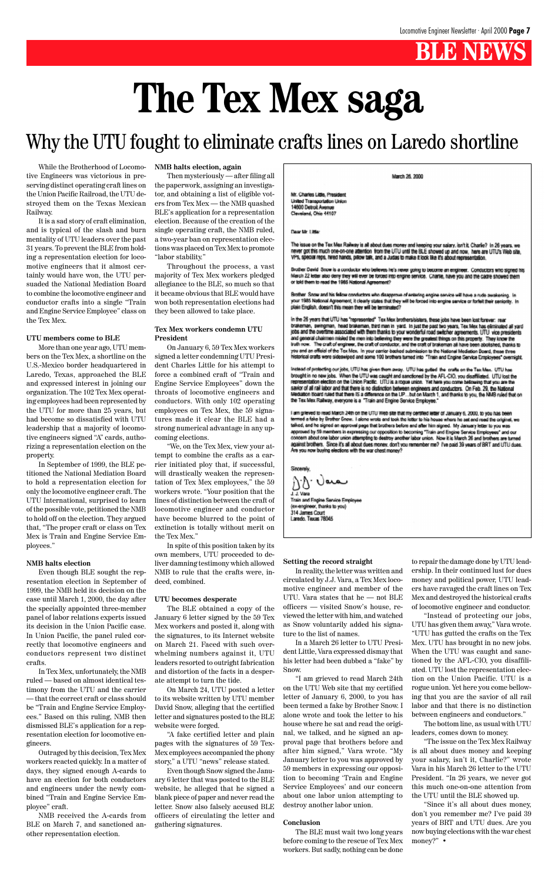# The Tex Mex saga

## Why the UTU fought to eliminate crafts lines on Laredo shortline

While the Brotherhood of Locomotive Engineers was victorious in preserving distinct operating craft lines on the Union Pacific Railroad, the UTU destroyed them on the Texas Mexican Railway.

It is a sad story of craft elimination, and is typical of the slash and burn mentality of UTU leaders over the past 31 years. To prevent the BLE from holding a representation election for locomotive engineers that it almost certainly would have won, the UTU persuaded the National Mediation Board to combine the locomotive engineer and conductor crafts into a single "Train and Engine Service Employee" class on the Tex Mex.

### UTU members come to BLE

More than one year ago, UTU members on the Tex Mex, a shortline on the U.S.-Mexico border headquartered in Laredo, Texas, approached the BLE and expressed interest in joining our organization. The 102 Tex Mex operating employees had been represented by the UTU for more than 25 years, but had become so dissatisfied with UTU leadership that a majority of locomotive engineers signed "A" cards, authorizing a representation election on the property.

In September of 1999, the BLE petitioned the National Mediation Board to hold a representation election for only the locomotive engineer craft. The UTU International, surprised to learn of the possible vote, petitioned the NMB to hold off on the election. They argued that, "The proper craft or class on Tex Mex is Train and Engine Service Employees."

### NMB halts election

Even though BLE sought the representation election in September of 1999, the NMB held its decision on the case until March 1, 2000, the day after the specially appointed three-member panel of labor relations experts issued its decision in the Union Pacific case. In Union Pacific, the panel ruled correctly that locomotive engineers and conductors represent two distinct crafts.

In Tex Mex, unfortunately, the NMB ruled — based on almost identical testimony from the UTU and the carrier — that the correct craft or class should be "Train and Engine Service Employees." Based on this ruling, NMB then dismissed BLE's application for a representation election for locomotive engineers.

Outraged by this decision, Tex Mex workers reacted quickly. In a matter of days, they signed enough A-cards to have an election for both conductors and engineers under the newly combined "Train and Engine Service Employee" craft.

NMB received the A-cards from BLE on March 7, and sanctioned another representation election.

### NMB halts election, again

Then mysteriously — after filing all the paperwork, assigning an investigator, and obtaining a list of eligible voters from Tex Mex — the NMB quashed BLE's application for a representation election. Because of the creation of the single operating craft, the NMB ruled, a two-year ban on representation elections was placed on Tex Mex to promote "labor stability."

Throughout the process, a vast majority of Tex Mex workers pledged allegiance to the BLE, so much so that it became obvious that BLE would have won both representation elections had they been allowed to take place.

### Tex Mex workers condemn UTU President

On January 6, 59 Tex Mex workers signed a letter condemning UTU President Charles Little for his attempt to force a combined craft of "Train and Engine Service Employees" down the throats of locomotive engineers and conductors. With only 102 operating employees on Tex Mex, the 59 signatures made it clear the BLE had a strong numerical advantage in any upcoming elections.

"We, on the Tex Mex, view your attempt to combine the crafts as a carrier initiated ploy that, if successful, will drastically weaken the representation of Tex Mex employees," the 59 workers wrote. "Your position that the lines of distinction between the craft of locomotive engineer and conductor have become blurred to the point of extinction is totally without merit on the Tex Mex."

In spite of this position taken by its own members, UTU proceeded to deliver damning testimony which allowed NMB to rule that the crafts were, indeed, combined.

### UTU becomes desperate

The BLE obtained a copy of the January 6 letter signed by the 59 Tex Mex workers and posted it, along with the signatures, to its Internet website on March 21. Faced with such overwhelming numbers against it, UTU leaders resorted to outright fabrication and distortion of the facts in a desperate attempt to turn the tide.

On March 24, UTU posted a letter to its website written by UTU member David Snow, alleging that the certified letter and signatures posted to the BLE website were forged.

"A fake certified letter and plain pages with the signatures of 59 Tex-Mex employees accompanied the phony story," a UTU "news" release stated.

Even though Snow signed the January 6 letter that was posted to the BLE website, he alleged that he signed a blank piece of paper and never read the letter. Snow also falsely accused BLE officers of circulating the letter and gathering signatures.

March 26, 2000

Mr. Charles Little, President
United Transportation Union
14600 Detroit Avenue
Cleveland, Ohio 44107

Dear Mr. Little:

The issue on the Tex Mex Railway is all about dues money and keeping your salary. Isn't it, Charlie? In 26 years, we never got this much one-on-one attention from the UTU until the BLE showed up and now, here are UTU's Web site, VPs, special reps, hired hands, pillow talk, and a Judas to make it look like it's about representation.

Brother David Snow is a conductor who believes he's never going to become an engineer. Conductors who signed his March 22 letter also deny they will ever be forced into engine service. Charlie, have you and the cadre showed them or told them to read the 1985 National Agreement?

Brother Snow and his fellow conductors who disapprove of entering engine service will have a rude awakening. In your 1985 National Agreement, it clearly states that they will be forced into engine service or forfeit their seniority. In plain English, doesn't this mean they will be terminated?

In the 26 years that UTU has "represented" Tex Mex brothers/sisters, these jobs have been lost forever: rear brakeman, swingman, head brakeman, third man in yard. In just the past two years, Tex Mex has eliminated all yard jobs and the overtime associated with them thanks to your wonderful road switcher agreements. UTU vice presidents and general chairmen misled the men into believing they were the greatest things on this property. They know the truth now. The craft of engineer, the craft of conductor, and the craft of brakeman all have been abolished, thanks to you and an official of the Tex Mex. In your carrier-backed submission to the National Mediation Board, these three historical crafts were sideswiped and some 100 brothers turned into "Train and Engine Service Employees" overnight.

Instead of protecting our jobs, UTU has given them away. UTU has gutted the crafts on the Tex Mex. UTU has brought in no new jobs. When the UTU was caught and sanctioned by the AFL-CIO, you disaffiliated. UTU lost the representation election on the Union Pacific. UTU is a rogue union. Yet here you come bellowing that you are the savior of all rail labor and that there is no distinction between engineers and conductors. On Feb. 29, the National Mediation Board ruled that there IS a difference on the UP...but on March 1, and thanks to you, the NMB ruled that on the Tex Mex Railway, everyone is a "Train and Engine Service Employee."

I am grieved to read March 24th on the UTU Web site that my certified letter of January 6, 2000, to you has been termed a fake by Brother Snow. I alone wrote and took the letter to his house where he sat and read the original, we talked, and he signed an approval page that brothers before and after him signed. My January letter to you was approved by 59 members in expressing our opposition to becoming "Train and Engine Service Employees" and our concern about one labor union attempting to destroy another labor union. Now it is March 26 and brothers are turned against brothers. Since it's all about dues money, don't you remember me? I've paid 39 years of BRT and UTU dues. Are you now buying elections with the war chest money?

Sincerely,

J. J. Vara
Train and Engine Service Employee
(ex-engineer, thanks to you)
314 James Court
Laredo, Texas 78045

### Setting the record straight

In reality, the letter was written and circulated by J.J. Vara, a Tex Mex locomotive engineer and member of the UTU. Vara states that he — not BLE officers — visited Snow's house, reviewed the letter with him, and watched as Snow voluntarily added his signature to the list of names.

In a March 26 letter to UTU President Little, Vara expressed dismay that his letter had been dubbed a "fake" by Snow.

"I am grieved to read March 24th on the UTU Web site that my certified letter of January 6, 2000, to you has been termed a fake by Brother Snow. I alone wrote and took the letter to his house where he sat and read the original, we talked, and he signed an approval page that brothers before and after him signed," Vara wrote. "My January letter to you was approved by 59 members in expressing our opposition to becoming 'Train and Engine Service Employees' and our concern about one labor union attempting to destroy another labor union."

### Conclusion

The BLE must wait two long years before coming to the rescue of Tex Mex workers. But sadly, nothing can be done to repair the damage done by UTU leadership. In their continued lust for dues money and political power, UTU leaders have ravaged the craft lines on Tex Mex and destroyed the historical crafts of locomotive engineer and conductor.

"Instead of protecting our jobs, UTU has given them away," Vara wrote. "UTU has gutted the crafts on the Tex Mex. UTU has brought in no new jobs. When the UTU was caught and sanctioned by the AFL-CIO, you disaffiliated. UTU lost the representation election on the Union Pacific. UTU is a rogue union. Yet here you come bellowing that you are the savior of all rail labor and that there is no distinction between engineers and conductors."

The bottom line, as usual with UTU leaders, comes down to money.

"The issue on the Tex Mex Railway is all about dues money and keeping your salary, isn't it, Charlie?" wrote Vara in his March 26 letter to the UTU President. "In 26 years, we never got this much one-on-one attention from the UTU until the BLE showed up.

"Since it's all about dues money, don't you remember me? I've paid 39 years of BRT and UTU dues. Are you now buying elections with the war chest money?" •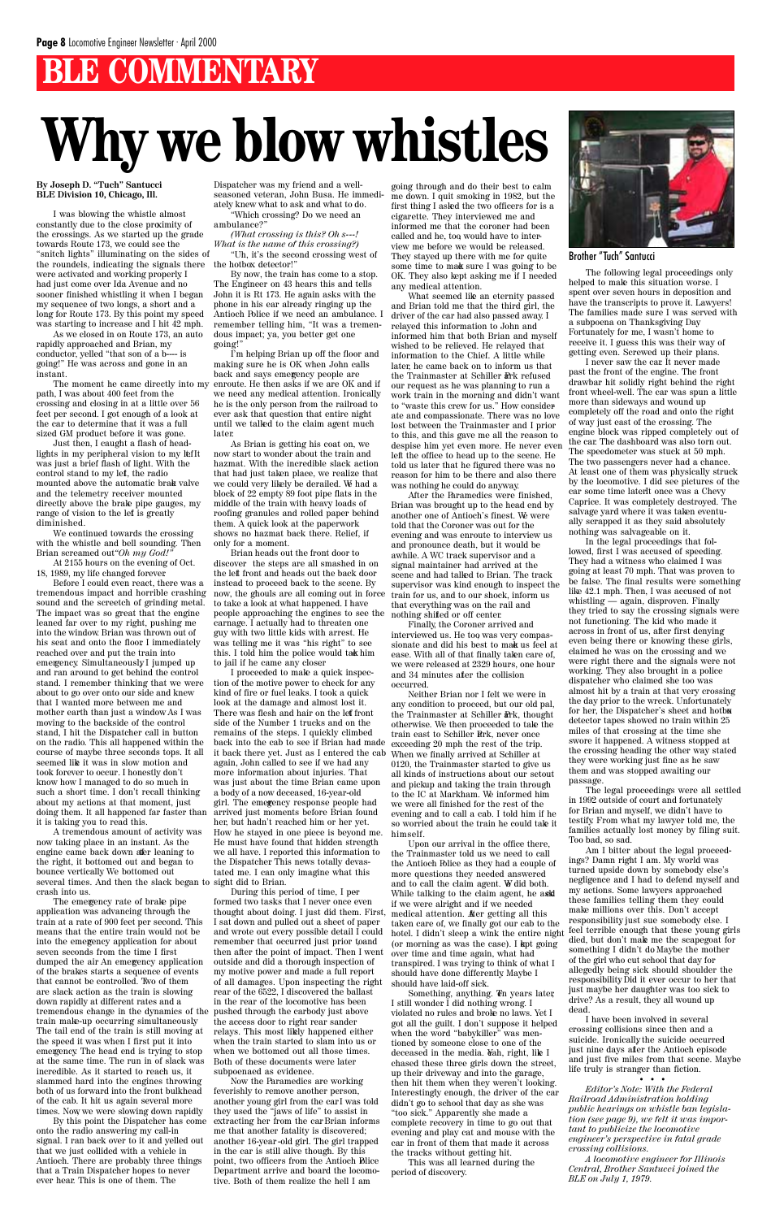# BLE COMMENTARY

# Why we blow whistles

**By Joseph D. "Tuch" Santucci**
**BLE Division 10, Chicago, Ill.**

I was blowing the whistle almost constantly due to the close proximity of the crossings. As we started up the grade towards Route 173, we could see the "snitch lights" illuminating on the sides of the roundels, indicating the signals there were activated and working properly. I had just come over Ida Avenue and no sooner finished whistling it when I began my sequence of two longs, a short and a long for Route 173. By this point my speed was starting to increase and I hit 42 mph.

As we closed in on Route 173, an auto rapidly approached and Brian, my conductor, yelled "that son of a b---- is going!" He was across and gone in an instant.

The moment he came directly into my path, I was about 400 feet from the crossing and closing in at a little over 56 feet per second. I got enough of a look at the car to determine that it was a full sized GM product before it was gone.

Just then, I caught a flash of headlights in my peripheral vision to my left. It was just a brief flash of light. With the control stand to my left, the radio mounted above the automatic brake valve and the telemetry receiver mounted directly above the brake pipe gauges, my range of vision to the left is greatly diminished.

We continued towards the crossing with the whistle and bell sounding. Then Brian screamed out *"Oh my God!"*

At 2155 hours on the evening of Oct. 18, 1989, my life changed forever.

Before I could even react, there was a tremendous impact and horrible crashing sound and the screech of grinding metal. The impact was so great that the engine leaned far over to my right, pushing me into the window. Brian was thrown out of his seat and onto the floor. I immediately reached over and put the train into emergency. Simultaneously, I jumped up and ran around to get behind the control stand. I remember thinking that we were about to go over onto our side and knew that I wanted more between me and mother earth than just a window. As I was moving to the backside of the control stand, I hit the Dispatcher call in button on the radio. This all happened within the course of maybe three seconds tops. It all seemed like it was in slow motion and took forever to occur. I honestly don't know how I managed to do so much in such a short time. I don't recall thinking about my actions at that moment, just doing them. It all happened far faster than it is taking you to read this.

A tremendous amount of activity was now taking place in an instant. As the engine came back down after leaning to the right, it bottomed out and began to bounce vertically. We bottomed out several times. And then the slack began to crash into us.

The emergency rate of brake pipe application was advancing through the train at a rate of 900 feet per second. This means that the entire train would not be into the emergency application for about seven seconds from the time I first dumped the air. An emergency application of the brakes starts a sequence of events that cannot be controlled. Two of them are slack action as the train is slowing down rapidly at different rates and a tremendous change in the dynamics of the train make-up occurring simultaneously. The tail end of the train is still moving at the speed it was when I first put it into emergency. The head end is trying to stop at the same time. The run in of slack was incredible. As it started to reach us, it slammed hard into the engines throwing both of us forward into the front bulkhead of the cab. It hit us again several more times. Now, we were slowing down rapidly.

By this point the Dispatcher has come onto the radio answering my call-in signal. I ran back over to it and yelled out that we just collided with a vehicle in Antioch. There are probably three things that a Train Dispatcher hopes to never ever hear. This is one of them. The Dispatcher was my friend and a well-seasoned veteran, John Busa. He immediately knew what to ask and what to do.

"Which crossing? Do we need an ambulance?"

*(What crossing is this? Oh s---! What is the name of this crossing?)*

"Uh, it's the second crossing west of the hotbox detector!"

By now, the train has come to a stop. The Engineer on 43 hears this and tells John it is Rt 173. He again asks with the phone in his ear already ringing up the Antioch Police if we need an ambulance. I remember telling him, "It was a tremendous impact; ya, you better get one going!"

I'm helping Brian up off the floor and making sure he is OK when John calls back and says emergency people are enroute. He then asks if we are OK and if we need any medical attention. Ironically he is the only person from the railroad to ever ask that question that entire night until we talked to the claim agent much later.

As Brian is getting his coat on, we now start to wonder about the train and hazmat. With the incredible slack action that had just taken place, we realize that we could very likely be derailed. We had a block of 22 empty 89 foot pipe flats in the middle of the train with heavy loads of roofing granules and rolled paper behind them. A quick look at the paperwork shows no hazmat back there. Relief, if only for a moment.

Brian heads out the front door to discover the steps are all smashed in on the left front and heads out the back door instead to proceed back to the scene. By now, the ghouls are all coming out in force to take a look at what happened. I have people approaching the engines to see the carnage. I actually had to threaten one guy with two little kids with arrest. He was telling me it was "his right" to see this. I told him the police would take him to jail if he came any closer.

I proceeded to make a quick inspection of the motive power to check for any kind of fire or fuel leaks. I took a quick look at the damage and almost lost it. There was flesh and hair on the left front side of the Number 1 trucks and on the remains of the steps. I quickly climbed back into the cab to see if Brian had made it back there yet. Just as I entered the cab again, John called to see if we had any more information about injuries. That was just about the time Brian came upon a body of a now deceased, 16-year-old girl. The emergency response people had arrived just moments before Brian found her, but hadn't reached him or her yet. How he stayed in one piece is beyond me. He must have found that hidden strength we all have. I reported this information to the Dispatcher. This news totally devastated me. I can only imagine what this sight did to Brian.

During this period of time, I performed two tasks that I never once even thought about doing. I just did them. First, I sat down and pulled out a sheet of paper and wrote out every possible detail I could remember that occurred just prior to, and then after the point of impact. Then I went outside and did a thorough inspection of my motive power and made a full report of all damages. Upon inspecting the right rear of the 6522, I discovered the ballast in the rear of the locomotive has been pushed through the carbody just above the access door to right rear sander relays. This most likely happened either when the train started to slam into us or when we bottomed out all those times. Both of these documents were later subpoenaed as evidence.

Now the Paramedics are working feverishly to remove another person, another young girl from the car. I was told they used the "jaws of life" to assist in extracting her from the car. Brian informs me that another fatality is discovered; another 16-year-old girl. The girl trapped in the car is still alive though. By this point, two officers from the Antioch Police Department arrive and board the locomotive. Both of them realize the hell I am going through and do their best to calm me down. I quit smoking in 1982, but the first thing I asked the two officers for is a cigarette. They interviewed me and informed me that the coroner had been called and he, too, would have to interview me before we would be released. They stayed up there with me for quite some time to make sure I was going to be OK. They also kept asking me if I needed any medical attention.

What seemed like an eternity passed and Brian told me that the third girl, the driver of the car had also passed away. I relayed this information to John and informed him that both Brian and myself wished to be relieved. He relayed that information to the Chief. A little while later, he came back on to inform us that the Trainmaster at Schiller Park refused our request as he was planning to run a work train in the morning and didn't want to "waste this crew for us." How considerate and compassionate. There was no love lost between the Trainmaster and I prior to this, and this gave me all the reason to despise him yet even more. He never even left the office to head up to the scene. He told us later that he figured there was no reason for him to be there and also there was nothing he could do anyway.

After the Paramedics were finished, Brian was brought up to the head end by another one of Antioch's finest. We were told that the Coroner was out for the evening and was enroute to interview us and pronounce death, but it would be awhile. A WC track supervisor and a signal maintainer had arrived at the scene and had talked to Brian. The track supervisor was kind enough to inspect the train for us, and to our shock, inform us that everything was on the rail and nothing shifted or off center.

Finally, the Coroner arrived and interviewed us. He too, was very compassionate and did his best to make us feel at ease. With all of that finally taken care of, we were released at 2329 hours, one hour and 34 minutes after the collision occurred.

Neither Brian nor I felt we were in any condition to proceed, but our old pal, the Trainmaster at Schiller Park, thought otherwise. We then proceeded to take the train east to Schiller Park, never once exceeding 20 mph the rest of the trip. When we finally arrived at Schiller at 0120, the Trainmaster started to give us all kinds of instructions about our setout and pickup and taking the train through to the IC at Markham. We informed him we were all finished for the rest of the evening and to call a cab. I told him if he so worried about the train he could take it himself.

Upon our arrival in the office there, the Trainmaster told us we need to call the Antioch Police as they had a couple of more questions they needed answered and to call the claim agent. We did both. While talking to the claim agent, he asked if we were alright and if we needed medical attention. After getting all this taken care of, we finally got our cab to the hotel. I didn't sleep a wink the entire night (or morning as was the case). I kept going over time and time again, what had transpired. I was trying to think of what I should have done differently. Maybe I should have laid-off sick.

Something, anything. Ten years later, I still wonder. I did nothing wrong. I violated no rules and broke no laws. Yet I got all the guilt. I don't suppose it helped when the word "babykiller" was mentioned by someone close to one of the deceased in the media. Yeah, right, like I chased these three girls down the street, up their driveway and into the garage, then hit them when they weren't looking. Interestingly enough, the driver of the car didn't go to school that day as she was "too sick." Apparently she made a complete recovery in time to go out that evening and play cat and mouse with the car in front of them that made it across the tracks without getting hit.

This was all learned during the period of discovery.

Brother "Tuch" Santucci

The following legal proceedings only helped to make this situation worse. I spent over seven hours in deposition and have the transcripts to prove it. Lawyers! The families made sure I was served with a subpoena on Thanksgiving Day. Fortunately for me, I wasn't home to receive it. I guess this was their way of getting even. Screwed up their plans.

I never saw the car. It never made past the front of the engine. The front drawbar hit solidly right behind the right front wheel-well. The car was spun a little more than sideways and wound up completely off the road and onto the right of way just east of the crossing. The engine block was ripped completely out of the car. The dashboard was also torn out. The speedometer was stuck at 50 mph. The two passengers never had a chance. At least one of them was physically struck by the locomotive. I did see pictures of the car some time later. It once was a Chevy Caprice. It was completely destroyed. The salvage yard where it was taken eventually scrapped it as they said absolutely nothing was salvageable on it.

In the legal proceedings that followed, first I was accused of speeding. They had a witness who claimed I was going at least 70 mph. That was proven to be false. The final results were something like 42.1 mph. Then, I was accused of not whistling — again, disproven. Finally they tried to say the crossing signals were not functioning. The kid who made it across in front of us, after first denying even being there or knowing these girls, claimed he was on the crossing and we were right there and the signals were not working. They also brought in a police dispatcher who claimed she too was almost hit by a train at that very crossing the day prior to the wreck. Unfortunately for her, the Dispatcher's sheet and hotbox detector tapes showed no train within 25 miles of that crossing at the time she swore it happened. A witness stopped at the crossing heading the other way stated they were working just fine as he saw them and was stopped awaiting our passage.

The legal proceedings were all settled in 1992 outside of court and fortunately for Brian and myself, we didn't have to testify. From what my lawyer told me, the families actually lost money by filing suit. Too bad, so sad.

Am I bitter about the legal proceedings? Damn right I am. My world was turned upside down by somebody else's negligence and I had to defend myself and my actions. Some lawyers approached these families telling them they could make millions over this. Don't accept responsibility just sue somebody else. I feel terrible enough that these young girls died, but don't make me the scapegoat for something I didn't do. Maybe the mother of the girl who cut school that day for allegedly being sick should shoulder the responsibility. Did it ever occur to her that just maybe her daughter was too sick to drive? As a result, they all wound up dead.

I have been involved in several crossing collisions since then and a suicide. Ironically, the suicide occurred just nine days after the Antioch episode and just five miles from that scene. Maybe life truly is stranger than fiction.

• • •

*Editor's Note: With the Federal Railroad Administration holding public hearings on whistle ban legislation (see page 9), we felt it was important to publicize the locomotive engineer's perspective in fatal grade crossing collisions.*

*A locomotive engineer for Illinois Central, Brother Santucci joined the BLE on July 1, 1979.*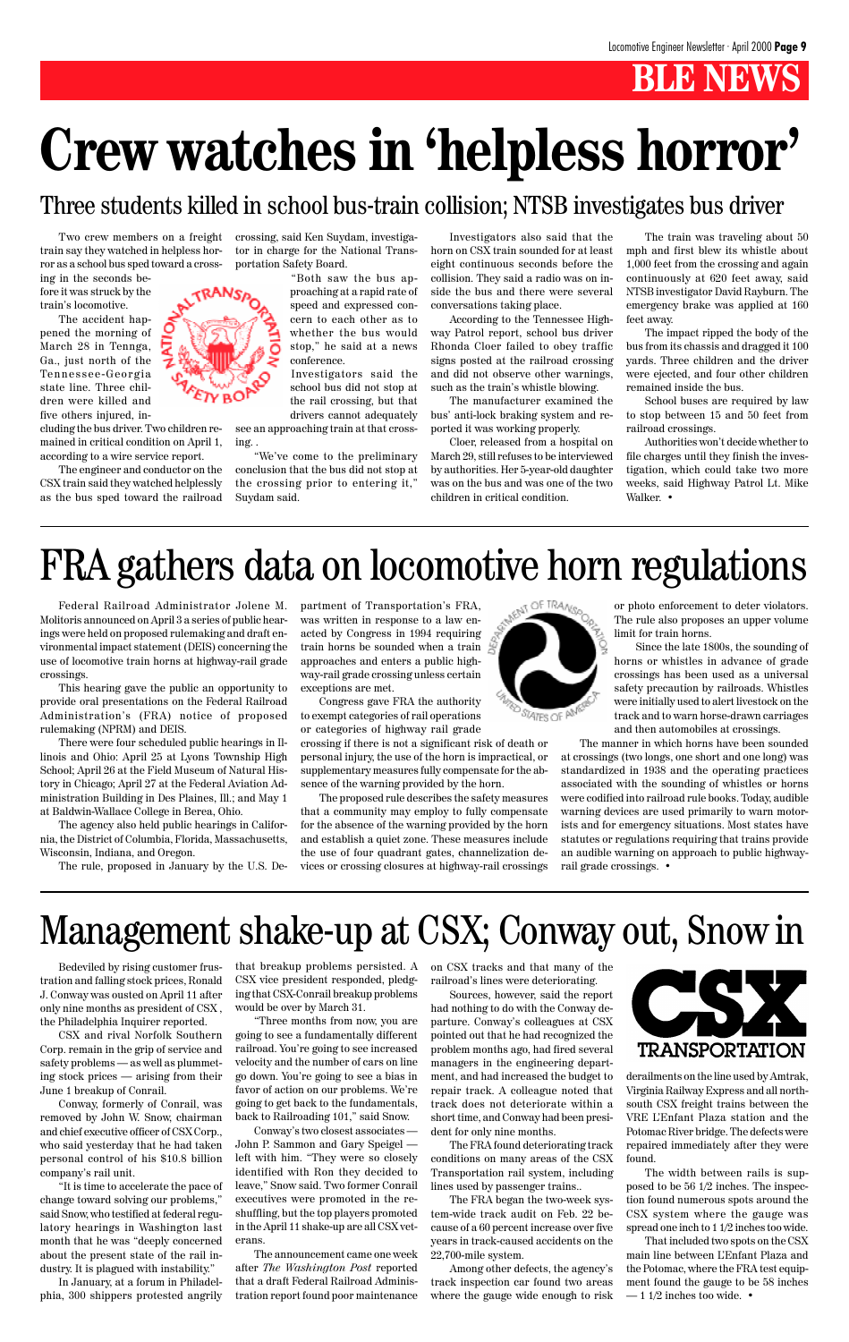# BLE NEWS

# Crew watches in 'helpless horror'

## Three students killed in school bus-train collision; NTSB investigates bus driver

Two crew members on a freight train say they watched in helpless horror as a school bus sped toward a crossing in the seconds before it was struck by the train's locomotive.

The accident happened the morning of March 28 in Tennga, Ga., just north of the Tennessee-Georgia state line. Three children were killed and five others injured, including the bus driver. Two children remained in critical condition on April 1, according to a wire service report.

The engineer and conductor on the CSX train said they watched helplessly as the bus sped toward the railroad crossing, said Ken Suydam, investigator in charge for the National Transportation Safety Board.

"Both saw the bus approaching at a rapid rate of speed and expressed concern to each other as to whether the bus would stop," he said at a news conference.

Investigators said the school bus did not stop at the rail crossing, but that drivers cannot adequately see an approaching train at that crossing. .

"We've come to the preliminary conclusion that the bus did not stop at the crossing prior to entering it," Suydam said.

Investigators also said that the horn on CSX train sounded for at least eight continuous seconds before the collision. They said a radio was on inside the bus and there were several conversations taking place.

According to the Tennessee Highway Patrol report, school bus driver Rhonda Cloer failed to obey traffic signs posted at the railroad crossing and did not observe other warnings, such as the train's whistle blowing.

The manufacturer examined the bus' anti-lock braking system and reported it was working properly.

Cloer, released from a hospital on March 29, still refuses to be interviewed by authorities. Her 5-year-old daughter was on the bus and was one of the two children in critical condition.

The train was traveling about 50 mph and first blew its whistle about 1,000 feet from the crossing and again continuously at 620 feet away, said NTSB investigator David Rayburn. The emergency brake was applied at 160 feet away.

The impact ripped the body of the bus from its chassis and dragged it 100 yards. Three children and the driver were ejected, and four other children remained inside the bus.

School buses are required by law to stop between 15 and 50 feet from railroad crossings.

Authorities won't decide whether to file charges until they finish the investigation, which could take two more weeks, said Highway Patrol Lt. Mike Walker. •

# FRA gathers data on locomotive horn regulations

Federal Railroad Administrator Jolene M. Molitoris announced on April 3 a series of public hearings were held on proposed rulemaking and draft environmental impact statement (DEIS) concerning the use of locomotive train horns at highway-rail grade crossings.

This hearing gave the public an opportunity to provide oral presentations on the Federal Railroad Administration's (FRA) notice of proposed rulemaking (NPRM) and DEIS.

There were four scheduled public hearings in Illinois and Ohio: April 25 at Lyons Township High School; April 26 at the Field Museum of Natural History in Chicago; April 27 at the Federal Aviation Administration Building in Des Plaines, Ill.; and May 1 at Baldwin-Wallace College in Berea, Ohio.

The agency also held public hearings in California, the District of Columbia, Florida, Massachusetts, Wisconsin, Indiana, and Oregon.

The rule, proposed in January by the U.S. Department of Transportation's FRA, was written in response to a law enacted by Congress in 1994 requiring train horns be sounded when a train approaches and enters a public highway-rail grade crossing unless certain exceptions are met.

Congress gave FRA the authority to exempt categories of rail operations or categories of highway rail grade crossing if there is not a significant risk of death or personal injury, the use of the horn is impractical, or supplementary measures fully compensate for the absence of the warning provided by the horn.

The proposed rule describes the safety measures that a community may employ to fully compensate for the absence of the warning provided by the horn and establish a quiet zone. These measures include the use of four quadrant gates, channelization devices or crossing closures at highway-rail crossings or photo enforcement to deter violators. The rule also proposes an upper volume limit for train horns.

Since the late 1800s, the sounding of horns or whistles in advance of grade crossings has been used as a universal safety precaution by railroads. Whistles were initially used to alert livestock on the track and to warn horse-drawn carriages and then automobiles at crossings.

The manner in which horns have been sounded at crossings (two longs, one short and one long) was standardized in 1938 and the operating practices associated with the sounding of whistles or horns were codified into railroad rule books. Today, audible warning devices are used primarily to warn motorists and for emergency situations. Most states have statutes or regulations requiring that trains provide an audible warning on approach to public highway-rail grade crossings. •

# Management shake-up at CSX; Conway out, Snow in

Bedeviled by rising customer frustration and falling stock prices, Ronald J. Conway was ousted on April 11 after only nine months as president of CSX , the Philadelphia Inquirer reported.

CSX and rival Norfolk Southern Corp. remain in the grip of service and safety problems — as well as plummeting stock prices — arising from their June 1 breakup of Conrail.

Conway, formerly of Conrail, was removed by John W. Snow, chairman and chief executive officer of CSX Corp., who said yesterday that he had taken personal control of his $10.8 billion company's rail unit.

"It is time to accelerate the pace of change toward solving our problems," said Snow, who testified at federal regulatory hearings in Washington last month that he was "deeply concerned about the present state of the rail industry. It is plagued with instability."

In January, at a forum in Philadelphia, 300 shippers protested angrily that breakup problems persisted. A CSX vice president responded, pledging that CSX-Conrail breakup problems would be over by March 31.

"Three months from now, you are going to see a fundamentally different railroad. You're going to see increased velocity and the number of cars on line go down. You're going to see a bias in favor of action on our problems. We're going to get back to the fundamentals, back to Railroading 101," said Snow.

Conway's two closest associates — John P. Sammon and Gary Speigel — left with him. "They were so closely identified with Ron they decided to leave," Snow said. Two former Conrail executives were promoted in the reshuffling, but the top players promoted in the April 11 shake-up are all CSX veterans.

The announcement came one week after *The Washington Post* reported that a draft Federal Railroad Administration report found poor maintenance on CSX tracks and that many of the railroad's lines were deteriorating.

Sources, however, said the report had nothing to do with the Conway departure. Conway's colleagues at CSX pointed out that he had recognized the problem months ago, had fired several managers in the engineering department, and had increased the budget to repair track. A colleague noted that track does not deteriorate within a short time, and Conway had been president for only nine months.

The FRA found deteriorating track conditions on many areas of the CSX Transportation rail system, including lines used by passenger trains..

The FRA began the two-week system-wide track audit on Feb. 22 because of a 60 percent increase over five years in track-caused accidents on the 22,700-mile system.

Among other defects, the agency's track inspection car found two areas where the gauge wide enough to risk derailments on the line used by Amtrak, Virginia Railway Express and all north-south CSX freight trains between the VRE L'Enfant Plaza station and the Potomac River bridge. The defects were repaired immediately after they were found.

The width between rails is supposed to be 56 1/2 inches. The inspection found numerous spots around the CSX system where the gauge was spread one inch to 1 1/2 inches too wide.

That included two spots on the CSX main line between L'Enfant Plaza and the Potomac, where the FRA test equipment found the gauge to be 58 inches — 1 1/2 inches too wide. •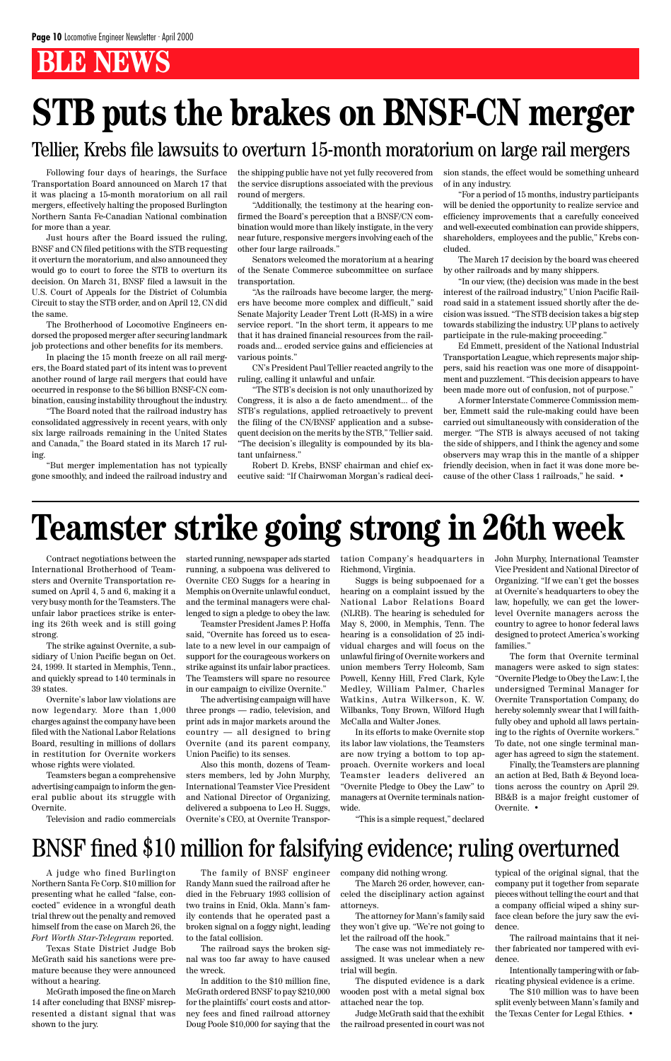# BLE NEWS

# STB puts the brakes on BNSF-CN merger

## Tellier, Krebs file lawsuits to overturn 15-month moratorium on large rail mergers

Following four days of hearings, the Surface Transportation Board announced on March 17 that it was placing a 15-month moratorium on all rail mergers, effectively halting the proposed Burlington Northern Santa Fe-Canadian National combination for more than a year.

Just hours after the Board issued the ruling, BNSF and CN filed petitions with the STB requesting it overturn the moratorium, and also announced they would go to court to force the STB to overturn its decision. On March 31, BNSF filed a lawsuit in the U.S. Court of Appeals for the District of Columbia Circuit to stay the STB order, and on April 12, CN did the same.

The Brotherhood of Locomotive Engineers endorsed the proposed merger after securing landmark job protections and other benefits for its members.

In placing the 15 month freeze on all rail mergers, the Board stated part of its intent was to prevent another round of large rail mergers that could have occurred in response to the $6 billion BNSF-CN combination, causing instability throughout the industry.

"The Board noted that the railroad industry has consolidated aggressively in recent years, with only six large railroads remaining in the United States and Canada," the Board stated in its March 17 ruling.

"But merger implementation has not typically gone smoothly, and indeed the railroad industry and the shipping public have not yet fully recovered from the service disruptions associated with the previous round of mergers.

"Additionally, the testimony at the hearing confirmed the Board's perception that a BNSF/CN combination would more than likely instigate, in the very near future, responsive mergers involving each of the other four large railroads."

Senators welcomed the moratorium at a hearing of the Senate Commerce subcommittee on surface transportation.

"As the railroads have become larger, the mergers have become more complex and difficult," said Senate Majority Leader Trent Lott (R-MS) in a wire service report. "In the short term, it appears to me that it has drained financial resources from the railroads and... eroded service gains and efficiencies at various points."

CN's President Paul Tellier reacted angrily to the ruling, calling it unlawful and unfair.

"The STB's decision is not only unauthorized by Congress, it is also a de facto amendment... of the STB's regulations, applied retroactively to prevent the filing of the CN/BNSF application and a subsequent decision on the merits by the STB," Tellier said. "The decision's illegality is compounded by its blatant unfairness."

Robert D. Krebs, BNSF chairman and chief executive said: "If Chairwoman Morgan's radical decision stands, the effect would be something unheard of in any industry.

"For a period of 15 months, industry participants will be denied the opportunity to realize service and efficiency improvements that a carefully conceived and well-executed combination can provide shippers, shareholders, employees and the public," Krebs concluded.

The March 17 decision by the board was cheered by other railroads and by many shippers.

"In our view, (the) decision was made in the best interest of the railroad industry," Union Pacific Railroad said in a statement issued shortly after the decision was issued. "The STB decision takes a big step towards stabilizing the industry. UP plans to actively participate in the rule-making proceeding."

Ed Emmett, president of the National Industrial Transportation League, which represents major shippers, said his reaction was one more of disappointment and puzzlement. "This decision appears to have been made more out of confusion, not of purpose."

A former Interstate Commerce Commission member, Emmett said the rule-making could have been carried out simultaneously with consideration of the merger. "The STB is always accused of not taking the side of shippers, and I think the agency and some observers may wrap this in the mantle of a shipper friendly decision, when in fact it was done more because of the other Class 1 railroads," he said. •

# Teamster strike going strong in 26th week

Contract negotiations between the International Brotherhood of Teamsters and Overnite Transportation resumed on April 4, 5 and 6, making it a very busy month for the Teamsters. The unfair labor practices strike is entering its 26th week and is still going strong.

The strike against Overnite, a subsidiary of Union Pacific began on Oct. 24, 1999. It started in Memphis, Tenn., and quickly spread to 140 terminals in 39 states.

Overnite's labor law violations are now legendary. More than 1,000 charges against the company have been filed with the National Labor Relations Board, resulting in millions of dollars in restitution for Overnite workers whose rights were violated.

Teamsters began a comprehensive advertising campaign to inform the general public about its struggle with Overnite.

Television and radio commercials started running, newspaper ads started running, a subpoena was delivered to Overnite CEO Suggs for a hearing in Memphis on Overnite unlawful conduct, and the terminal managers were challenged to sign a pledge to obey the law.

Teamster President James P. Hoffa said, "Overnite has forced us to escalate to a new level in our campaign of support for the courageous workers on strike against its unfair labor practices. The Teamsters will spare no resource in our campaign to civilize Overnite."

The advertising campaign will have three prongs — radio, television, and print ads in major markets around the country — all designed to bring Overnite (and its parent company, Union Pacific) to its senses.

Also this month, dozens of Teamsters members, led by John Murphy, International Teamster Vice President and National Director of Organizing, delivered a subpoena to Leo H. Suggs, Overnite's CEO, at Overnite Transportation Company's headquarters in Richmond, Virginia.

Suggs is being subpoenaed for a hearing on a complaint issued by the National Labor Relations Board (NLRB). The hearing is scheduled for May 8, 2000, in Memphis, Tenn. The hearing is a consolidation of 25 individual charges and will focus on the unlawful firing of Overnite workers and union members Terry Holcomb, Sam Powell, Kenny Hill, Fred Clark, Kyle Medley, William Palmer, Charles Watkins, Autra Wilkerson, K. W. Wilbanks, Tony Brown, Wilford Hugh McCalla and Walter Jones.

In its efforts to make Overnite stop its labor law violations, the Teamsters are now trying a bottom to top approach. Overnite workers and local Teamster leaders delivered an "Overnite Pledge to Obey the Law" to managers at Overnite terminals nationwide.

"This is a simple request," declared John Murphy, International Teamster Vice President and National Director of Organizing. "If we can't get the bosses at Overnite's headquarters to obey the law, hopefully, we can get the lower-level Overnite managers across the country to agree to honor federal laws designed to protect America's working families."

The form that Overnite terminal managers were asked to sign states: "Overnite Pledge to Obey the Law: I, the undersigned Terminal Manager for Overnite Transportation Company, do hereby solemnly swear that I will faithfully obey and uphold all laws pertaining to the rights of Overnite workers." To date, not one single terminal manager has agreed to sign the statement.

Finally, the Teamsters are planning an action at Bed, Bath & Beyond locations across the country on April 29. BB&B is a major freight customer of Overnite. •

## BNSF fined $10 million for falsifying evidence; ruling overturned

A judge who fined Burlington Northern Santa Fe Corp. $10 million for presenting what he called "false, concocted" evidence in a wrongful death trial threw out the penalty and removed himself from the case on March 26, the *Fort Worth Star-Telegram* reported.

Texas State District Judge Bob McGrath said his sanctions were premature because they were announced without a hearing.

McGrath imposed the fine on March 14 after concluding that BNSF misrepresented a distant signal that was shown to the jury.

The family of BNSF engineer Randy Mann sued the railroad after he died in the February 1993 collision of two trains in Enid, Okla. Mann's family contends that he operated past a broken signal on a foggy night, leading to the fatal collision.

The railroad says the broken signal was too far away to have caused the wreck.

In addition to the $10 million fine, McGrath ordered BNSF to pay $210,000 for the plaintiffs' court costs and attorney fees and fined railroad attorney Doug Poole $10,000 for saying that the company did nothing wrong.

The March 26 order, however, canceled the disciplinary action against attorneys.

The attorney for Mann's family said they won't give up. "We're not going to let the railroad off the hook."

The case was not immediately reassigned. It was unclear when a new trial will begin.

The disputed evidence is a dark wooden post with a metal signal box attached near the top.

Judge McGrath said that the exhibit the railroad presented in court was not typical of the original signal, that the company put it together from separate pieces without telling the court and that a company official wiped a shiny surface clean before the jury saw the evidence.

The railroad maintains that it neither fabricated nor tampered with evidence.

Intentionally tampering with or fabricating physical evidence is a crime.

The $10 million was to have been split evenly between Mann's family and the Texas Center for Legal Ethics. •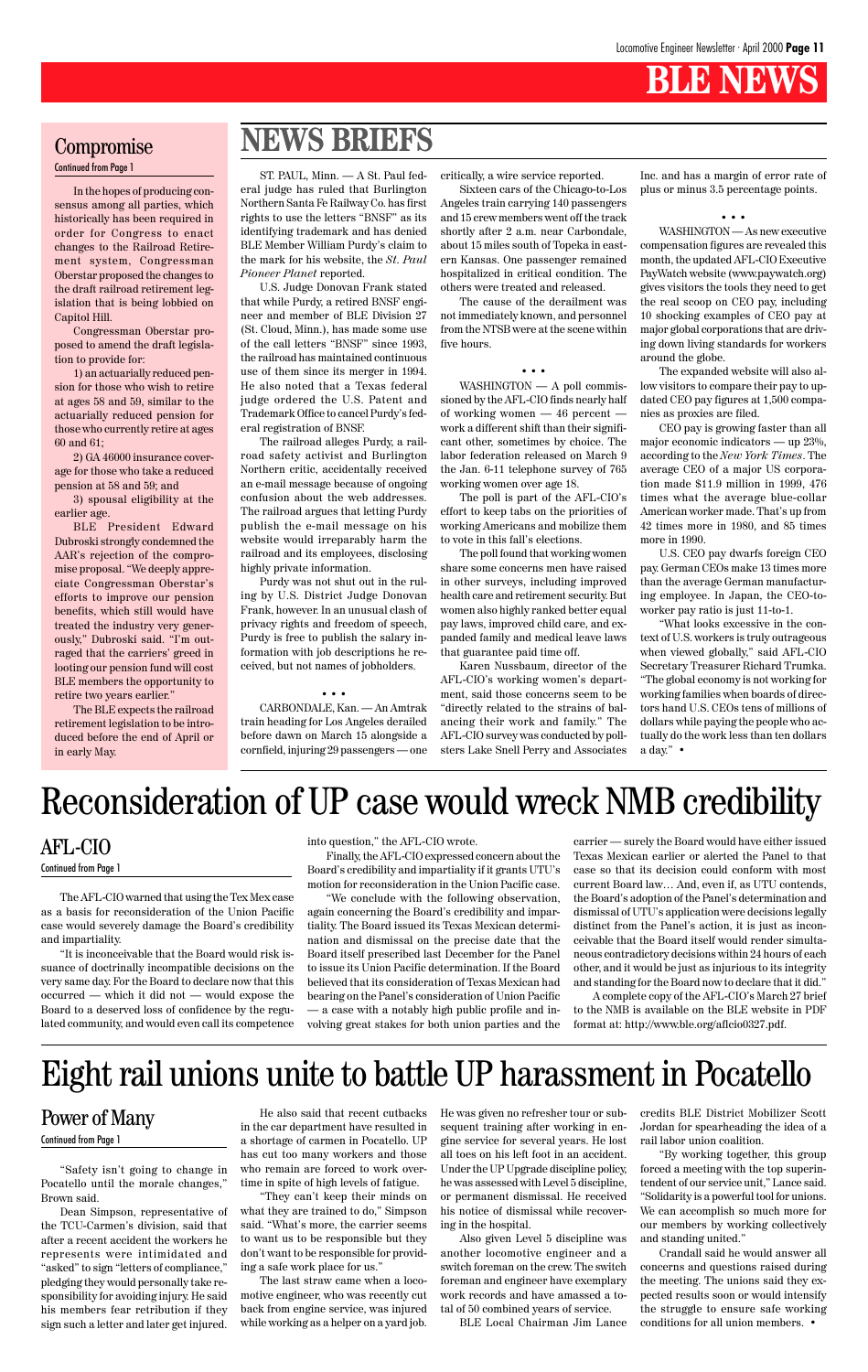# BLE NEWS

## Compromise

Continued from Page 1

In the hopes of producing consensus among all parties, which historically has been required in order for Congress to enact changes to the Railroad Retirement system, Congressman Oberstar proposed the changes to the draft railroad retirement legislation that is being lobbied on Capitol Hill.

Congressman Oberstar proposed to amend the draft legislation to provide for:

1) an actuarially reduced pension for those who wish to retire at ages 58 and 59, similar to the actuarially reduced pension for those who currently retire at ages 60 and 61;

2) GA 46000 insurance coverage for those who take a reduced pension at 58 and 59; and

3) spousal eligibility at the earlier age.

BLE President Edward Dubroski strongly condemned the AAR's rejection of the compromise proposal. "We deeply appreciate Congressman Oberstar's efforts to improve our pension benefits, which still would have treated the industry very generously," Dubroski said. "I'm outraged that the carriers' greed in looting our pension fund will cost BLE members the opportunity to retire two years earlier."

The BLE expects the railroad retirement legislation to be introduced before the end of April or in early May.

# NEWS BRIEFS

ST. PAUL, Minn. — A St. Paul federal judge has ruled that Burlington Northern Santa Fe Railway Co. has first rights to use the letters "BNSF" as its identifying trademark and has denied BLE Member William Purdy's claim to the mark for his website, the *St. Paul Pioneer Planet* reported.

U.S. Judge Donovan Frank stated that while Purdy, a retired BNSF engineer and member of BLE Division 27 (St. Cloud, Minn.), has made some use of the call letters "BNSF" since 1993, the railroad has maintained continuous use of them since its merger in 1994. He also noted that a Texas federal judge ordered the U.S. Patent and Trademark Office to cancel Purdy's federal registration of BNSF.

The railroad alleges Purdy, a railroad safety activist and Burlington Northern critic, accidentally received an e-mail message because of ongoing confusion about the web addresses. The railroad argues that letting Purdy publish the e-mail message on his website would irreparably harm the railroad and its employees, disclosing highly private information.

Purdy was not shut out in the ruling by U.S. District Judge Donovan Frank, however. In an unusual clash of privacy rights and freedom of speech, Purdy is free to publish the salary information with job descriptions he received, but not names of jobholders.

• • •

CARBONDALE, Kan. — An Amtrak train heading for Los Angeles derailed before dawn on March 15 alongside a cornfield, injuring 29 passengers — one critically, a wire service reported.

Sixteen cars of the Chicago-to-Los Angeles train carrying 140 passengers and 15 crew members went off the track shortly after 2 a.m. near Carbondale, about 15 miles south of Topeka in eastern Kansas. One passenger remained hospitalized in critical condition. The others were treated and released.

The cause of the derailment was not immediately known, and personnel from the NTSB were at the scene within five hours.

• • •

WASHINGTON — A poll commissioned by the AFL-CIO finds nearly half of working women — 46 percent — work a different shift than their significant other, sometimes by choice. The labor federation released on March 9 the Jan. 6-11 telephone survey of 765 working women over age 18.

The poll is part of the AFL-CIO's effort to keep tabs on the priorities of working Americans and mobilize them to vote in this fall's elections.

The poll found that working women share some concerns men have raised in other surveys, including improved health care and retirement security. But women also highly ranked better equal pay laws, improved child care, and expanded family and medical leave laws that guarantee paid time off.

Karen Nussbaum, director of the AFL-CIO's working women's department, said those concerns seem to be "directly related to the strains of balancing their work and family." The AFL-CIO survey was conducted by pollsters Lake Snell Perry and Associates Inc. and has a margin of error rate of plus or minus 3.5 percentage points.

• • •

WASHINGTON — As new executive compensation figures are revealed this month, the updated AFL-CIO Executive PayWatch website (www.paywatch.org) gives visitors the tools they need to get the real scoop on CEO pay, including 10 shocking examples of CEO pay at major global corporations that are driving down living standards for workers around the globe.

The expanded website will also allow visitors to compare their pay to updated CEO pay figures at 1,500 companies as proxies are filed.

CEO pay is growing faster than all major economic indicators — up 23%, according to the *New York Times*. The average CEO of a major US corporation made $11.9 million in 1999, 476 times what the average blue-collar American worker made. That's up from 42 times more in 1980, and 85 times more in 1990.

U.S. CEO pay dwarfs foreign CEO pay. German CEOs make 13 times more than the average German manufacturing employee. In Japan, the CEO-to-worker pay ratio is just 11-to-1.

"What looks excessive in the context of U.S. workers is truly outrageous when viewed globally," said AFL-CIO Secretary Treasurer Richard Trumka. "The global economy is not working for working families when boards of directors hand U.S. CEOs tens of millions of dollars while paying the people who actually do the work less than ten dollars a day." •

# Reconsideration of UP case would wreck NMB credibility

## AFL-CIO

Continued from Page 1

The AFL-CIO warned that using the Tex Mex case as a basis for reconsideration of the Union Pacific case would severely damage the Board's credibility and impartiality.

"It is inconceivable that the Board would risk issuance of doctrinally incompatible decisions on the very same day. For the Board to declare now that this occurred — which it did not — would expose the Board to a deserved loss of confidence by the regulated community, and would even call its competence into question," the AFL-CIO wrote.

Finally, the AFL-CIO expressed concern about the Board's credibility and impartiality if it grants UTU's motion for reconsideration in the Union Pacific case.

"We conclude with the following observation, again concerning the Board's credibility and impartiality. The Board issued its Texas Mexican determination and dismissal on the precise date that the Board itself prescribed last December for the Panel to issue its Union Pacific determination. If the Board believed that its consideration of Texas Mexican had bearing on the Panel's consideration of Union Pacific — a case with a notably high public profile and involving great stakes for both union parties and the carrier — surely the Board would have either issued Texas Mexican earlier or alerted the Panel to that case so that its decision could conform with most current Board law… And, even if, as UTU contends, the Board's adoption of the Panel's determination and dismissal of UTU's application were decisions legally distinct from the Panel's action, it is just as inconceivable that the Board itself would render simultaneous contradictory decisions within 24 hours of each other, and it would be just as injurious to its integrity and standing for the Board now to declare that it did."

A complete copy of the AFL-CIO's March 27 brief to the NMB is available on the BLE website in PDF format at: http://www.ble.org/aflcio0327.pdf.

# Eight rail unions unite to battle UP harassment in Pocatello

## Power of Many

Continued from Page 1

"Safety isn't going to change in Pocatello until the morale changes," Brown said.

Dean Simpson, representative of the TCU-Carmen's division, said that after a recent accident the workers he represents were intimidated and "asked" to sign "letters of compliance," pledging they would personally take responsibility for avoiding injury. He said his members fear retribution if they sign such a letter and later get injured.

He also said that recent cutbacks in the car department have resulted in a shortage of carmen in Pocatello. UP has cut too many workers and those who remain are forced to work overtime in spite of high levels of fatigue.

"They can't keep their minds on what they are trained to do," Simpson said. "What's more, the carrier seems to want us to be responsible but they don't want to be responsible for providing a safe work place for us."

The last straw came when a locomotive engineer, who was recently cut back from engine service, was injured while working as a helper on a yard job. He was given no refresher tour or subsequent training after working in engine service for several years. He lost all toes on his left foot in an accident. Under the UP Upgrade discipline policy, he was assessed with Level 5 discipline, or permanent dismissal. He received his notice of dismissal while recovering in the hospital.

Also given Level 5 discipline was another locomotive engineer and a switch foreman on the crew. The switch foreman and engineer have exemplary work records and have amassed a total of 50 combined years of service.

BLE Local Chairman Jim Lance credits BLE District Mobilizer Scott Jordan for spearheading the idea of a rail labor union coalition.

"By working together, this group forced a meeting with the top superintendent of our service unit," Lance said. "Solidarity is a powerful tool for unions. We can accomplish so much more for our members by working collectively and standing united."

Crandall said he would answer all concerns and questions raised during the meeting. The unions said they expected results soon or would intensify the struggle to ensure safe working conditions for all union members. •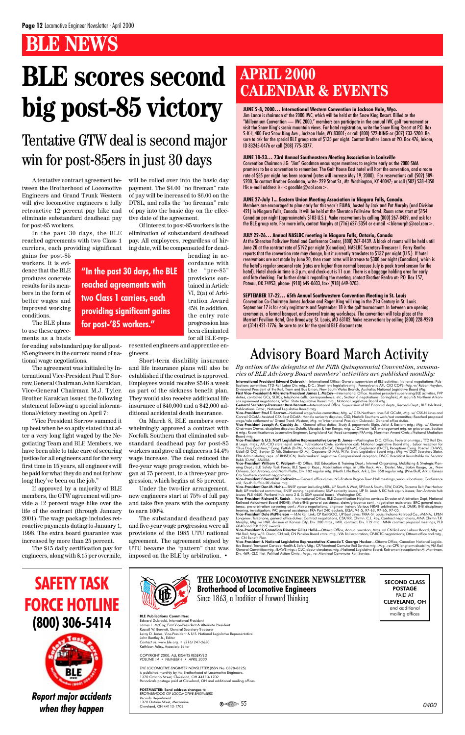# BLE NEWS

# BLE scores second big post-85 victory

## Tentative GTW deal is second major win for post-85ers in just 30 days

A tentative contract agreement between the Brotherhood of Locomotive Engineers and Grand Trunk Western will give locomotive engineers a fully retroactive 12 percent pay hike and eliminate substandard deadhead pay for post-85 workers.

In the past 30 days, the BLE reached agreements with two Class 1 carriers, each providing significant gains for post-85 workers. It is evidence that the BLE produces concrete results for its members in the form of better wages and improved working conditions.

The BLE plans to use these agreements as a basis for ending substandard pay for all post-85 engineers in the current round of national wage negotiations.

The agreement was initialed by International Vice-President Paul T. Sorrow, General Chairman John Karakian, Vice-General Chairman M.J. Tyler. Brother Karakian issued the following statement following a special informational/victory meeting on April 7:

"Vice President Sorrow summed it up best when he so aptly stated that after a very long fight waged by the Negotiating Team and BLE Members, we have been able to take care of securing justice for all engineers and for the very first time in 15 years, all engineers will be paid for what they do and not for how long they've been on the job."

If approved by a majority of BLE members, the GTW agreement will provide a 12 percent wage hike over the life of the contract (through January 2001). The wage package includes retroactive payments dating to January 1, 1998. The extra board guarantee was increased by more than 25 percent.

The $15 daily certification pay for engineers, along with $.15 per overmile, will be rolled over into the basic day payment. The $4.00 "no fireman" rate of pay will be increased to $6.00 on the DTSL, and rolls the "no fireman" rate of pay into the basic day on the effective date of the agreement.

Of interest to post-85 workers is the elimination of substandard deadhead pay. All employees, regardless of hiring date, will be compensated for deadheading in accordance with the "pre-85" provisions contained in Article VI, 2(a) of Arbitration Award 458. In addition, the entry rate progression has been eliminated for all BLE-represented engineers and apprentice engineers.

**"In the past 30 days, the BLE reached agreements with two Class 1 carriers, each providing significant gains for post-'85 workers."**

Short-term disability insurance and life insurance plans will also be established if the contract is approved. Employees would receive $546 a week as part of the sickness benefit plan. They would also receive additional life insurance of $40,000 and a $42,000 additional accidental death insurance.

On March 8, BLE members overwhelmingly approved a contract with Norfolk Southern that eliminated substandard deadhead pay for post-85 workers and gave all engineers a 14.4% wage increase. The deal reduced the five-year wage progression, which began at 75 percent, to a three-year progression, which begins at 85 percent.

Under the two-tier arrangement, new engineers start at 75% of full pay and take five years with the company to earn 100%.

The substandard deadhead pay and five-year wage progression were all provisions of the 1985 UTU national agreement. The agreement signed by UTU became the "pattern" that was imposed on the BLE by arbitration. •

# APRIL 2000 CALENDAR & EVENTS

**JUNE 5-8, 2000… International Western Convention in Jackson Hole, Wyo.**
Jim Lance is chairman of the 2000 IWC, which will be held at the Snow King Resort. Billed as the "Millennium Convention — IWC 2000," members can participate in the annual IWC golf tournament or visit the Snow King's scenic mountain views. For hotel registration, write the Snow King Resort at P.O. Box S-K-I, 400 East Snow King Ave., Jackson Hole, WY 83001; or call (800) 522-KING or (307) 733-5200. Be sure to ask for the special BLE group rate of $135 per night. Contact Brother Lance at P.O. Box 476, Inkom, ID 83245-0476 or call (208) 775-3377.

**JUNE 18-23… 73rd Annual Southeastern Meeting Association in Louisville**
Convention Chairman J.G. "Jim" Goodman encourages members to register early as the 2000 SMA promises to be a convention to remember. The Galt House East hotel will host the convention, and a room rate of $85 per night has been secured (rates will increase May 19, 2000). For reservations call (502) 589-5200. To contact Brother Goodman, write: 229 Stout St., Mt. Washington, KY 40047; or call (502) 538-4358. His e-mail address is: <goodble@aol.com>.

**JUNE 27-July 1… Eastern Union Meeting Association in Niagara Falls, Canada.**
Members are encouraged to plan early for this year's EUMA, hosted by Jack and Pat Murphy (and Division 421) in Niagara Falls, Canada. It will be held at the Sheraton Fallsview Hotel. Room rates start at $154 Canadian per night (approximately $103 U.S.). Make reservations by calling (800) 267-8439, and ask for the BLE group rate. For more info, contact Murphy at (716) 627-5354 or e-mail <blemurph@aol.com>.

**JULY 22-26… Annual NASLBC meeting in Niagara Falls, Ontario, Canada**
At the Sheraton Fallsview Hotel and Conference Center, (800) 267-8439. A block of rooms will be held until June 20 at the contract rate of $192 per night (Canadian). NASLBC Secretary-Treasurer I. Perry Renfro reports that the conversion rate may change, but it currently translates to $132 per night (U.S.). If hotel reservations are not made by June 20, then room rates will increase to $300 per night (Canadian), which is the hotel's regular seasonal rate (rates are higher than normal because July is peak travel season for the hotel). Hotel check-in time is 3 p.m. and check-out is 11 a.m. There is a baggage holding area for early and late checking. For further details regarding the meeting, contact Brother Renfro at: P.O. Box 157, Poteau, OK 74953, phone: (918) 649-0603, fax: (918) 649-0703.

**SEPTEMBER 17-22… 65th Annual Southwestern Convention Meeting in St. Louis**
Convention Co-Chairmen James Jackson and Roger King will ring in the 21st Century in St. Louis. September 17 is for early registrants and September 18 is the golf tournament. In between are opening ceremonies, a formal banquet, and several training workshops. The convention will take place at the Marriott Pavilion Hotel, One Broadway, St. Louis, MO 63102. Make reservations by calling (800) 228-9290 or (314) 421-1776. Be sure to ask for the special BLE discount rate.

# Advisory Board March Activity

*By action of the delegates at the Fifth Quinquennial Convention, summaries of BLE Advisory Board members' activities are published monthly:*

**International President Edward Dubroski**—International Office: General supervision of BLE activities; National negotiations; Publications committee; TTD-Rail Labor Div. mtg., D.C.; Short-line legislative mtg.; Pennsylvania AFL-CIO COPE; Mtg. w/ Robert Hayden, Divisional President of the Rail, Tram and Bus Union, New South Wales Branch, Australia; National Legislative Board Mtg.

**First Vice-President & Alternate President James L. McCay**—International Office. Assisted president supervising BLE activities; FVP duties, contacted GCs, SLBCs, telephone calls, correspondence, etc.; Section 6 negotiations; Springfield, Missouri & Northern Arkansas agreement negotiations; W.Va. State Legislative Board mtg.; National Legislative Board mtg.

**General Secretary-Treasurer Russ Bennett**—International Office: Supervision of BLE Financial depts.; Records Dept.; BLE Job Bank; Publications Cmte.; National Legislative Board mtg.

**Vice-President Paul T. Sorrow**—National wage/rules committee; Mtg. w/ CSX-Northern lines full GCofA; Mtg. w/ CSX-N Lines and Conrail GCofA; Assisted CSX-East GCofA; Handle seniority disputes, CSX; Norfolk Southern work/rest committee; Reached proposed wage/rule settlement w/ Grand Trunk Western, Mtg. w/ International President Dubroski; General office duties.

**Vice-President Joseph A. Cassidy Jr.**— General office duties; Study & paperwork; Elgin, Joliet & Eastern mtg.; Mtg. w/ General Chairman Ormes, discipline disputes; Duluth, Missabe & Iron Range, mtg. w/ Division 163, management mtg. on grievances, Section 6 mtg.; Recertification as Locomotive Engineer; Long Island Rail Road company; FRA mtg, Harriman Award Cmte.; National Mediation Board mtg.

**Vice-President & U.S. Nat'l Legislative Representative Leroy D. Jones**—Washington D.C. Office; Federation mtgs.; TTD Rail Div. & Legis. mtgs.; AFL-CIO state legisl. cmte.; Publications Cmte. conference call; National Legislative Board mtg.; Labor reception for "Blue Dog Coalition;" Cong. Fattah (D-PA), Napolitano (D-CA), Dingell (D-MI), Gejdenson (D-CT); Receptions Cong. Pascrell (D-NY), Udall (D-CO), Bonior (D-MI), Stabenow (D-MI), Capuano (D-MA), W.Va. State Legislative Board mtg.; Mtg. w/ DOT Secretary Slater, FRA Administrator, reps. of BNSF/CN; Boilermakers' Legislative Congressional reception; DSCC Breakfast Roundtable w/ Senator Robb (D-VA); ASLRRA.

**Vice-President William C. Walpert**—ID Office; BLE Education & Training Dept.; Internal Organizing, Mobilizing & Strategic Planning Dept.; BLE Safety Task Force; BLE Special Reps.; Mobilization mtgs. in Little Rock, Ark., Dexter, Mo., Baton Rouge, La., New Orleans, San Antonio, and North Platte; Div. 182 regular mtg. (North Little Rock, Ark.); Div. 858 regular mtg. (Pine Bluff, Ark.); Kansas City Southern contract negotiations.

**Vice-President Edward W. Rodzwicz**— General office duties; NS-Eastern Region Town Hall meetings, various locations; Conference call; South Buffalo RR claims mtg.

**Vice-President Don M. Hahs**— BNSF system including MRL, UP South & West, SP East & South, SSW, DLGW, Tacoma Belt, Pac Harbor Belt; UP work/rest committee; BNSF zoning negotiations; SSW seniority issues; UP St. Louis & KC hub equity issues; San Antonio hub issues; PLB 4450; Portland hub zone 2 & 3; SSW special board, Washington DC.

**Vice-President Richard K. Radek**— International Office; BLE Decertification Helpline services; Director of Arbitration Dept; National Railroad Adjustment Board (NRAB); Metra/IHB general assistance, claim/grievance conf., negotiation assistance; BRC general assistance, pre-arbitration screening conf.; Metra negotiations, engineer trainer; Various NRAB arbitration, incl. DMIR, IHB disciplinary hearing, investigation; WC general assistance; FRA Part 240 dockets, EQAL 96-5, 97-63, 97-65, 97-05.

**Vice-President Dale McPherson** —I&M Rail Link; CP Rail/SOO, UP East Lines; TRRA-St. Louis; Indiana Railroad Co.; M&NA; LP&N Longview; Telephone, general office duties; Contract negotiations, CSX/IRR, Chrmn. C.L. Ray; Contract negotiations, MNA Chrmn T.R. Murphy; Mtg. w/ IMRL division at Kansas City; Div. 200 mtgs., IMRL contract; Div. 119 mtg.; MNA contract proposal meetings; PLB 6040 and PLB 5997 awards.

**Vice-President & Canadian Director Gilles Hallé**—Ottawa Office; Annual vacation; Mtgs. w/ CN Rail and Labour Board; Mtg. w/ VIA Rail; Mtg. w/ R. Dixon, CN rail; CN Pension Board cmte. mtg.; VIA Rail arbitration; CP-RCTC negotiations; Ottawa office and mtg., re: CN Benefit Plan.

**Vice-President & National Legislative Representative-Canada T. George Hucker**—Ottawa Office; Canadian National Legislative Board; Transport Canada Health & Safety Mtg.; CP/Montreal Comuter Rail Service mtg.; Mtg., re: CPR long term disability; VIA Rail General Committee mtg.; BMWE mtgs.; CLC labour standards mtg.; National Legislative Board; Retirement reception for M. Merriman, Div. 469; CLC Nat. Political Action Cmte.; Mtgs., re: Montreal Commuter Rail Service.

# SAFETY TASK FORCE HOTLINE (800) 306-5414

*Report major accidents when they happen*

**THE LOCOMOTIVE ENGINEER NEWSLETTER**
**Brotherhood of Locomotive Engineers**
Since 1863, a Tradition of Forward Thinking

**BLE Publications Committee:**
Edward Dubroski, International President
James L. McCay, First Vice-President & Alternate President
Russell W. Bennett, General Secretary-Treasurer
Leroy D. Jones, Vice-President & U.S. National Legislative Representative
John Bentley Jr., Editor
*Contact us: www.ble.org • (216) 241-2630*
Kathleen Policy, Associate Editor

COPYRIGHT 2000, ALL RIGHTS RESERVED
*VOLUME 14 • NUMBER 4 • APRIL 2000*

*THE LOCOMOTIVE ENGINEER NEWSLETTER* (ISSN No. 0898-8625) is published monthly by the Brotherhood of Locomotive Engineers, 1370 Ontario Street, Cleveland, OH 44113-1702. Periodicals postage paid at Cleveland, OH and additional mailing offices.

**POSTMASTER: Send address changes to**
*BROTHERHOOD OF LOCOMOTIVE ENGINEERS*
Records Department
1370 Ontario Street, Mezzanine
Cleveland, OH 44113-1702.

**SECOND CLASS POSTAGE** PAID AT **CLEVELAND, OH** and additional mailing offices

0400